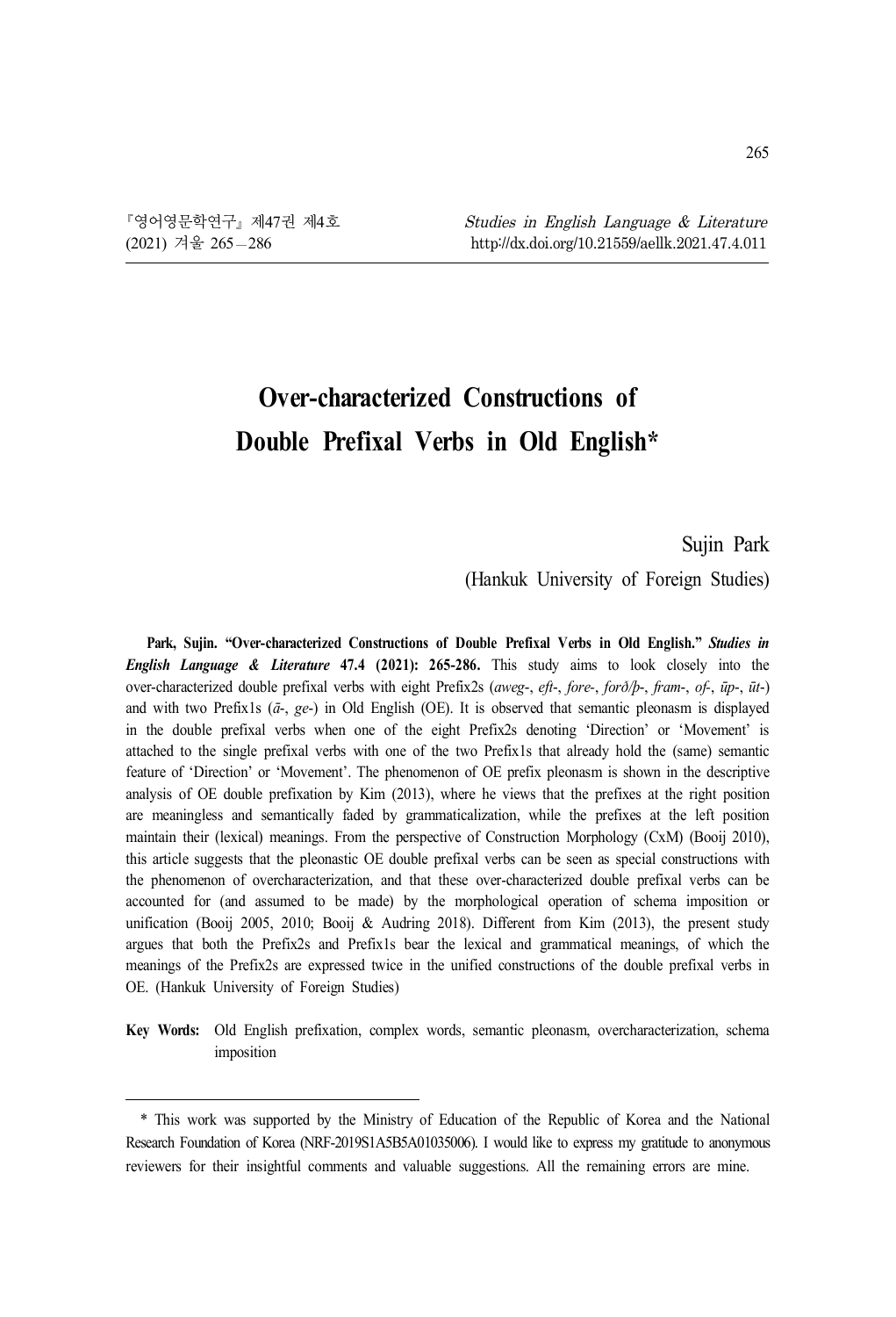# Over-characterized Constructions of Double Prefixal Verbs in Old English*

Sujin Park

(Hankuk University of Foreign Studies)

**Park, Sujin. "Over-characterized Constructions of Double Prefixal Verbs in Old English."** ***Studies in English Language & Literature*** **47.4 (2021): 265-286.** This study aims to look closely into the over-characterized double prefixal verbs with eight Prefix2s (*aweg*-, *eft*-, *fore*-, *forð/þ*-, *fram*-, *of*-, *ūp*-, *ūt*-) and with two Prefix1s (*ā*-, *ge*-) in Old English (OE). It is observed that semantic pleonasm is displayed in the double prefixal verbs when one of the eight Prefix2s denoting 'Direction' or 'Movement' is attached to the single prefixal verbs with one of the two Prefix1s that already hold the (same) semantic feature of 'Direction' or 'Movement'. The phenomenon of OE prefix pleonasm is shown in the descriptive analysis of OE double prefixation by Kim (2013), where he views that the prefixes at the right position are meaningless and semantically faded by grammaticalization, while the prefixes at the left position maintain their (lexical) meanings. From the perspective of Construction Morphology (CxM) (Booij 2010), this article suggests that the pleonastic OE double prefixal verbs can be seen as special constructions with the phenomenon of overcharacterization, and that these over-characterized double prefixal verbs can be accounted for (and assumed to be made) by the morphological operation of schema imposition or unification (Booij 2005, 2010; Booij & Audring 2018). Different from Kim (2013), the present study argues that both the Prefix2s and Prefix1s bear the lexical and grammatical meanings, of which the meanings of the Prefix2s are expressed twice in the unified constructions of the double prefixal verbs in OE. (Hankuk University of Foreign Studies)

**Key Words:** Old English prefixation, complex words, semantic pleonasm, overcharacterization, schema imposition

---

\* This work was supported by the Ministry of Education of the Republic of Korea and the National Research Foundation of Korea (NRF-2019S1A5B5A01035006). I would like to express my gratitude to anonymous reviewers for their insightful comments and valuable suggestions. All the remaining errors are mine.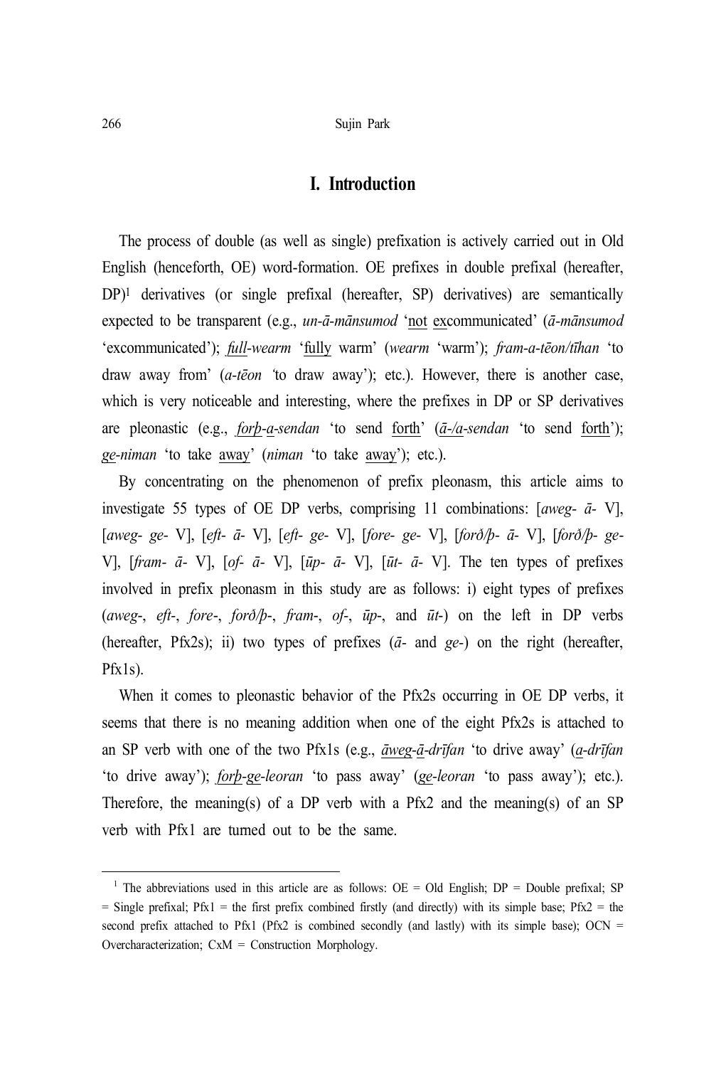# I. Introduction

The process of double (as well as single) prefixation is actively carried out in Old English (henceforth, OE) word-formation. OE prefixes in double prefixal (hereafter, DP)[1] derivatives (or single prefixal (hereafter, SP) derivatives) are semantically expected to be transparent (e.g., *un-ā-mānsumod* 'not excommunicated' (*ā-mānsumod* 'excommunicated'); *full-wearm* 'fully warm' (*wearm* 'warm'); *fram-a-tēon/tīhan* 'to draw away from' (*a-tēon* 'to draw away'); etc.). However, there is another case, which is very noticeable and interesting, where the prefixes in DP or SP derivatives are pleonastic (e.g., *forþ-a-sendan* 'to send forth' (*ā-/a-sendan* 'to send forth'); *ge-niman* 'to take away' (*niman* 'to take away'); etc.).

By concentrating on the phenomenon of prefix pleonasm, this article aims to investigate 55 types of OE DP verbs, comprising 11 combinations: [*aweg- ā-* V], [*aweg- ge-* V], [*eft- ā-* V], [*eft- ge-* V], [*fore- ge-* V], [*forð/þ- ā-* V], [*forð/þ- ge-* V], [*fram- ā-* V], [*of- ā-* V], [*ūp- ā-* V], [*ūt- ā-* V]. The ten types of prefixes involved in prefix pleonasm in this study are as follows: i) eight types of prefixes (*aweg-*, *eft-*, *fore-*, *forð/þ-*, *fram-*, *of-*, *ūp-*, and *ūt-*) on the left in DP verbs (hereafter, Pfx2s); ii) two types of prefixes (*ā-* and *ge-*) on the right (hereafter, Pfx1s).

When it comes to pleonastic behavior of the Pfx2s occurring in OE DP verbs, it seems that there is no meaning addition when one of the eight Pfx2s is attached to an SP verb with one of the two Pfx1s (e.g., *āweg-ā-drīfan* 'to drive away' (*a-drīfan* 'to drive away'); *forþ-ge-leoran* 'to pass away' (*ge-leoran* 'to pass away'); etc.). Therefore, the meaning(s) of a DP verb with a Pfx2 and the meaning(s) of an SP verb with Pfx1 are turned out to be the same.

---

[1] The abbreviations used in this article are as follows: OE = Old English; DP = Double prefixal; SP = Single prefixal; Pfx1 = the first prefix combined firstly (and directly) with its simple base; Pfx2 = the second prefix attached to Pfx1 (Pfx2 is combined secondly (and lastly) with its simple base); OCN = Overcharacterization; CxM = Construction Morphology.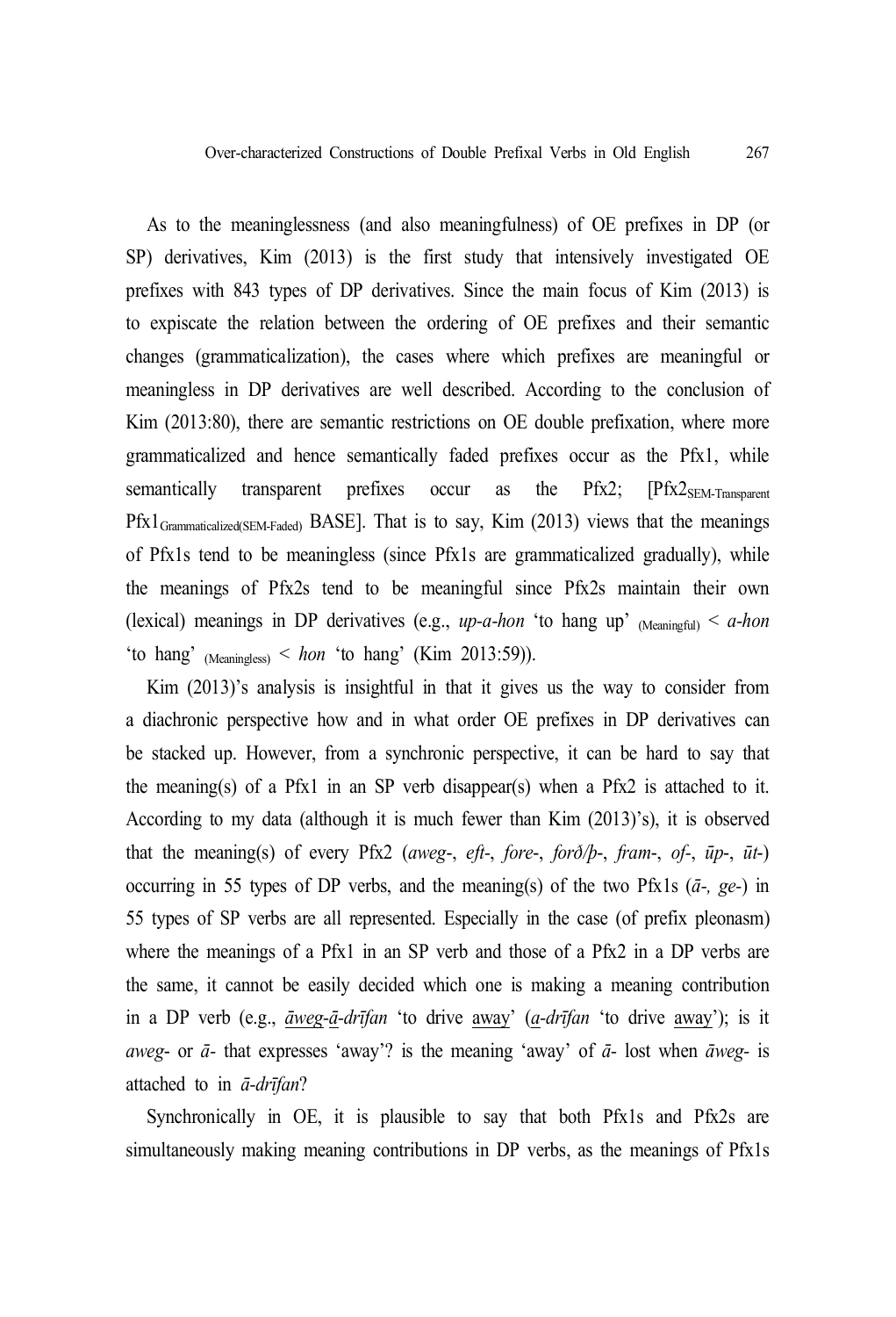As to the meaninglessness (and also meaningfulness) of OE prefixes in DP (or SP) derivatives, Kim (2013) is the first study that intensively investigated OE prefixes with 843 types of DP derivatives. Since the main focus of Kim (2013) is to expiscate the relation between the ordering of OE prefixes and their semantic changes (grammaticalization), the cases where which prefixes are meaningful or meaningless in DP derivatives are well described. According to the conclusion of Kim (2013:80), there are semantic restrictions on OE double prefixation, where more grammaticalized and hence semantically faded prefixes occur as the Pfx1, while semantically transparent prefixes occur as the Pfx2; [$\text{Pfx2}_{\text{SEM-Transparent}}$ $\text{Pfx1}_{\text{Grammaticalized(SEM-Faded)}}$ BASE]. That is to say, Kim (2013) views that the meanings of Pfx1s tend to be meaningless (since Pfx1s are grammaticalized gradually), while the meanings of Pfx2s tend to be meaningful since Pfx2s maintain their own (lexical) meanings in DP derivatives (e.g., *up-a-hon* 'to hang up' $_{\text{(Meaningful)}}$ < *a-hon* 'to hang' $_{\text{(Meaningless)}}$ < *hon* 'to hang' (Kim 2013:59)).

Kim (2013)'s analysis is insightful in that it gives us the way to consider from a diachronic perspective how and in what order OE prefixes in DP derivatives can be stacked up. However, from a synchronic perspective, it can be hard to say that the meaning(s) of a Pfx1 in an SP verb disappear(s) when a Pfx2 is attached to it. According to my data (although it is much fewer than Kim (2013)'s), it is observed that the meaning(s) of every Pfx2 (*aweg*-, *eft*-, *fore*-, *forð/þ*-, *fram*-, *of*-, *ūp*-, *ūt*-) occurring in 55 types of DP verbs, and the meaning(s) of the two Pfx1s (*ā*-, *ge*-) in 55 types of SP verbs are all represented. Especially in the case (of prefix pleonasm) where the meanings of a Pfx1 in an SP verb and those of a Pfx2 in a DP verbs are the same, it cannot be easily decided which one is making a meaning contribution in a DP verb (e.g., <u>*āweg*</u>-<u>*ā*</u>-*drīfan* 'to drive <u>away</u>' (<u>*a*</u>-*drīfan* 'to drive <u>away</u>'); is it *aweg*- or *ā*- that expresses 'away'? is the meaning 'away' of *ā*- lost when *āweg*- is attached to in *ā-drīfan*?

Synchronically in OE, it is plausible to say that both Pfx1s and Pfx2s are simultaneously making meaning contributions in DP verbs, as the meanings of Pfx1s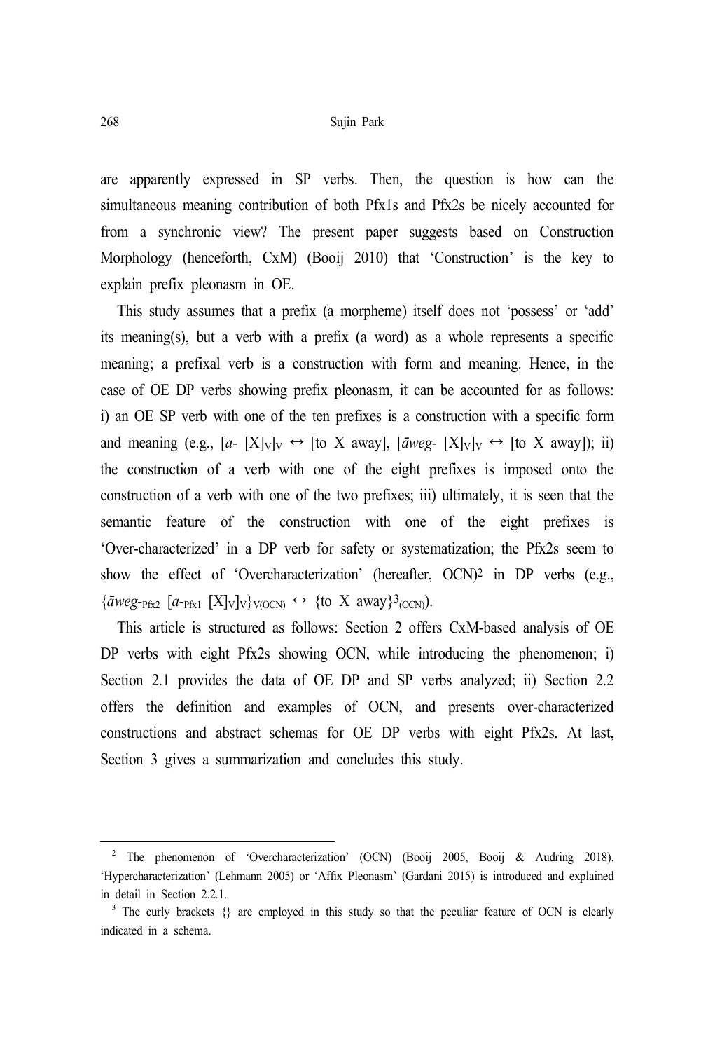are apparently expressed in SP verbs. Then, the question is how can the simultaneous meaning contribution of both Pfx1s and Pfx2s be nicely accounted for from a synchronic view? The present paper suggests based on Construction Morphology (henceforth, CxM) (Booij 2010) that 'Construction' is the key to explain prefix pleonasm in OE.

This study assumes that a prefix (a morpheme) itself does not 'possess' or 'add' its meaning(s), but a verb with a prefix (a word) as a whole represents a specific meaning; a prefixal verb is a construction with form and meaning. Hence, in the case of OE DP verbs showing prefix pleonasm, it can be accounted for as follows: i) an OE SP verb with one of the ten prefixes is a construction with a specific form and meaning (e.g., $[a\text{-}\ [X]_V]_V \leftrightarrow$ [to X away], $[\bar{a}weg\text{-}\ [X]_V]_V \leftrightarrow$ [to X away]); ii) the construction of a verb with one of the eight prefixes is imposed onto the construction of a verb with one of the two prefixes; iii) ultimately, it is seen that the semantic feature of the construction with one of the eight prefixes is 'Over-characterized' in a DP verb for safety or systematization; the Pfx2s seem to show the effect of 'Overcharacterization' (hereafter, OCN)[2] in DP verbs (e.g., $\{\bar{a}weg\text{-}_{Pfx2}\ [a\text{-}_{Pfx1}\ [X]_V]_V\}_{V(OCN)} \leftrightarrow \{\text{to X away}\}^{3}_{(OCN)}$).

This article is structured as follows: Section 2 offers CxM-based analysis of OE DP verbs with eight Pfx2s showing OCN, while introducing the phenomenon; i) Section 2.1 provides the data of OE DP and SP verbs analyzed; ii) Section 2.2 offers the definition and examples of OCN, and presents over-characterized constructions and abstract schemas for OE DP verbs with eight Pfx2s. At last, Section 3 gives a summarization and concludes this study.

---

[2] The phenomenon of 'Overcharacterization' (OCN) (Booij 2005, Booij & Audring 2018), 'Hypercharacterization' (Lehmann 2005) or 'Affix Pleonasm' (Gardani 2015) is introduced and explained in detail in Section 2.2.1.

[3] The curly brackets {} are employed in this study so that the peculiar feature of OCN is clearly indicated in a schema.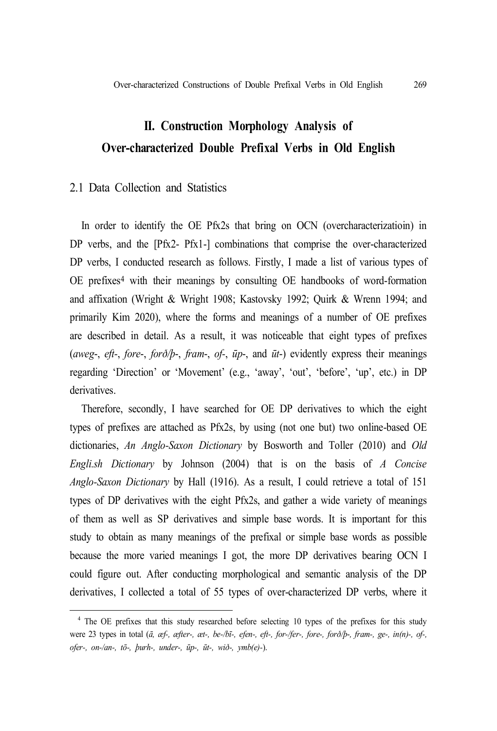## II. Construction Morphology Analysis of Over-characterized Double Prefixal Verbs in Old English

### 2.1 Data Collection and Statistics

In order to identify the OE Pfx2s that bring on OCN (overcharacterizatioin) in DP verbs, and the [Pfx2- Pfx1-] combinations that comprise the over-characterized DP verbs, I conducted research as follows. Firstly, I made a list of various types of OE prefixes[4] with their meanings by consulting OE handbooks of word-formation and affixation (Wright & Wright 1908; Kastovsky 1992; Quirk & Wrenn 1994; and primarily Kim 2020), where the forms and meanings of a number of OE prefixes are described in detail. As a result, it was noticeable that eight types of prefixes (*aweg*-, *eft*-, *fore*-, *forð/þ*-, *fram*-, *of*-, *ūp*-, and *ūt*-) evidently express their meanings regarding 'Direction' or 'Movement' (e.g., 'away', 'out', 'before', 'up', etc.) in DP derivatives.

Therefore, secondly, I have searched for OE DP derivatives to which the eight types of prefixes are attached as Pfx2s, by using (not one but) two online-based OE dictionaries, *An Anglo-Saxon Dictionary* by Bosworth and Toller (2010) and *Old Engli.sh Dictionary* by Johnson (2004) that is on the basis of *A Concise Anglo-Saxon Dictionary* by Hall (1916). As a result, I could retrieve a total of 151 types of DP derivatives with the eight Pfx2s, and gather a wide variety of meanings of them as well as SP derivatives and simple base words. It is important for this study to obtain as many meanings of the prefixal or simple base words as possible because the more varied meanings I got, the more DP derivatives bearing OCN I could figure out. After conducting morphological and semantic analysis of the DP derivatives, I collected a total of 55 types of over-characterized DP verbs, where it

---

[4] The OE prefixes that this study researched before selecting 10 types of the prefixes for this study were 23 types in total (*ā, æf-, æfter-, æt-, be-/bī-, efen-, eft-, for-/fer-, fore-, forð/þ-, fram-, ge-, in(n)-, of-, ofer-, on-/an-, tō-, þurh-, under-, ūp-, ūt-, wið-, ymb(e)-*).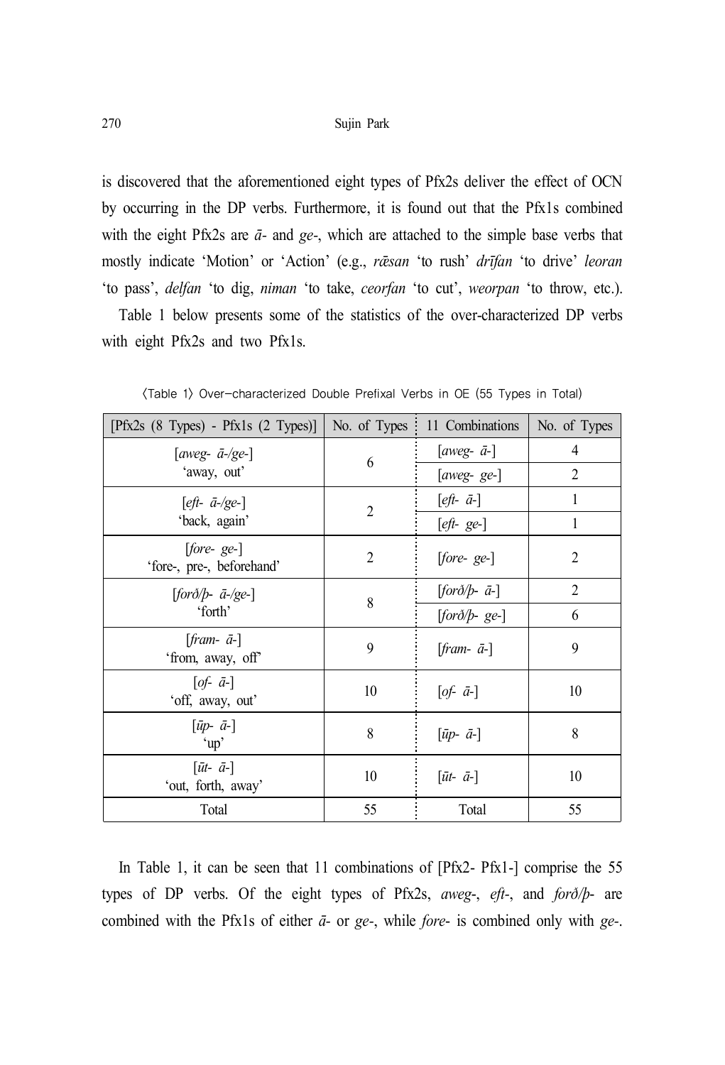is discovered that the aforementioned eight types of Pfx2s deliver the effect of OCN by occurring in the DP verbs. Furthermore, it is found out that the Pfx1s combined with the eight Pfx2s are *ā-* and *ge-*, which are attached to the simple base verbs that mostly indicate 'Motion' or 'Action' (e.g., *rǣsan* 'to rush' *drīfan* 'to drive' *leoran* 'to pass', *delfan* 'to dig, *niman* 'to take, *ceorfan* 'to cut', *weorpan* 'to throw, etc.).

Table 1 below presents some of the statistics of the over-characterized DP verbs with eight Pfx2s and two Pfx1s.

〈Table 1〉 Over-characterized Double Prefixal Verbs in OE (55 Types in Total)

| [Pfx2s (8 Types) - Pfx1s (2 Types)] | No. of Types | 11 Combinations | No. of Types |
|---|---|---|---|
| [*aweg- ā-/ge-*] 'away, out' | 6 | [*aweg- ā-*] | 4 |
| | | [*aweg- ge-*] | 2 |
| [*eft- ā-/ge-*] 'back, again' | 2 | [*eft- ā-*] | 1 |
| | | [*eft- ge-*] | 1 |
| [*fore- ge-*] 'fore-, pre-, beforehand' | 2 | [*fore- ge-*] | 2 |
| [*forð/þ- ā-/ge-*] 'forth' | 8 | [*forð/þ- ā-*] | 2 |
| | | [*forð/þ- ge-*] | 6 |
| [*fram- ā-*] 'from, away, off' | 9 | [*fram- ā-*] | 9 |
| [*of- ā-*] 'off, away, out' | 10 | [*of- ā-*] | 10 |
| [*ūp- ā-*] 'up' | 8 | [*ūp- ā-*] | 8 |
| [*ūt- ā-*] 'out, forth, away' | 10 | [*ūt- ā-*] | 10 |
| Total | 55 | Total | 55 |

In Table 1, it can be seen that 11 combinations of [Pfx2- Pfx1-] comprise the 55 types of DP verbs. Of the eight types of Pfx2s, *aweg-*, *eft-*, and *forð/þ-* are combined with the Pfx1s of either *ā-* or *ge-*, while *fore-* is combined only with *ge-*.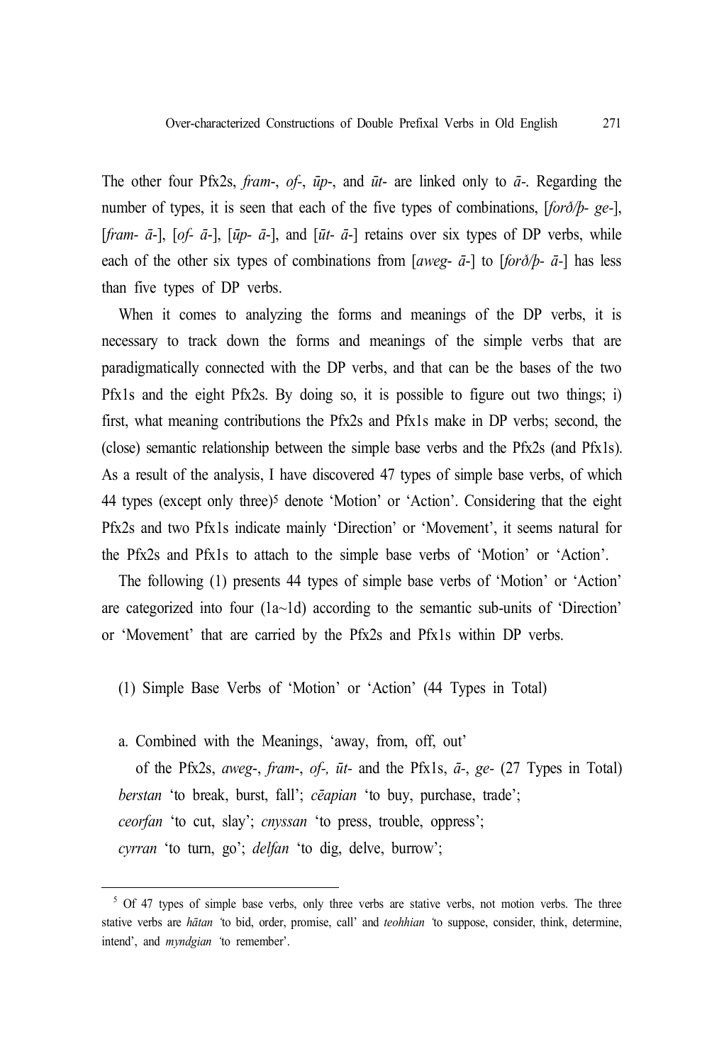The other four Pfx2s, *fram*-, *of*-, *ūp*-, and *ūt*- are linked only to *ā*-. Regarding the number of types, it is seen that each of the five types of combinations, [*forð/þ*- *ge*-], [*fram*- *ā*-], [*of*- *ā*-], [*ūp*- *ā*-], and [*ūt*- *ā*-] retains over six types of DP verbs, while each of the other six types of combinations from [*aweg*- *ā*-] to [*forð/þ*- *ā*-] has less than five types of DP verbs.

When it comes to analyzing the forms and meanings of the DP verbs, it is necessary to track down the forms and meanings of the simple verbs that are paradigmatically connected with the DP verbs, and that can be the bases of the two Pfx1s and the eight Pfx2s. By doing so, it is possible to figure out two things; i) first, what meaning contributions the Pfx2s and Pfx1s make in DP verbs; second, the (close) semantic relationship between the simple base verbs and the Pfx2s (and Pfx1s). As a result of the analysis, I have discovered 47 types of simple base verbs, of which 44 types (except only three)[5] denote 'Motion' or 'Action'. Considering that the eight Pfx2s and two Pfx1s indicate mainly 'Direction' or 'Movement', it seems natural for the Pfx2s and Pfx1s to attach to the simple base verbs of 'Motion' or 'Action'.

The following (1) presents 44 types of simple base verbs of 'Motion' or 'Action' are categorized into four (1a~1d) according to the semantic sub-units of 'Direction' or 'Movement' that are carried by the Pfx2s and Pfx1s within DP verbs.

(1) Simple Base Verbs of 'Motion' or 'Action' (44 Types in Total)

a. Combined with the Meanings, 'away, from, off, out' of the Pfx2s, *aweg*-, *fram*-, *of*-, *ūt*- and the Pfx1s, *ā*-, *ge*- (27 Types in Total)
*berstan* 'to break, burst, fall'; *cēapian* 'to buy, purchase, trade';
*ceorfan* 'to cut, slay'; *cnyssan* 'to press, trouble, oppress';
*cyrran* 'to turn, go'; *delfan* 'to dig, delve, burrow';

---

[5] Of 47 types of simple base verbs, only three verbs are stative verbs, not motion verbs. The three stative verbs are *hātan* 'to bid, order, promise, call' and *teohhian* 'to suppose, consider, think, determine, intend', and *myndgian* 'to remember'.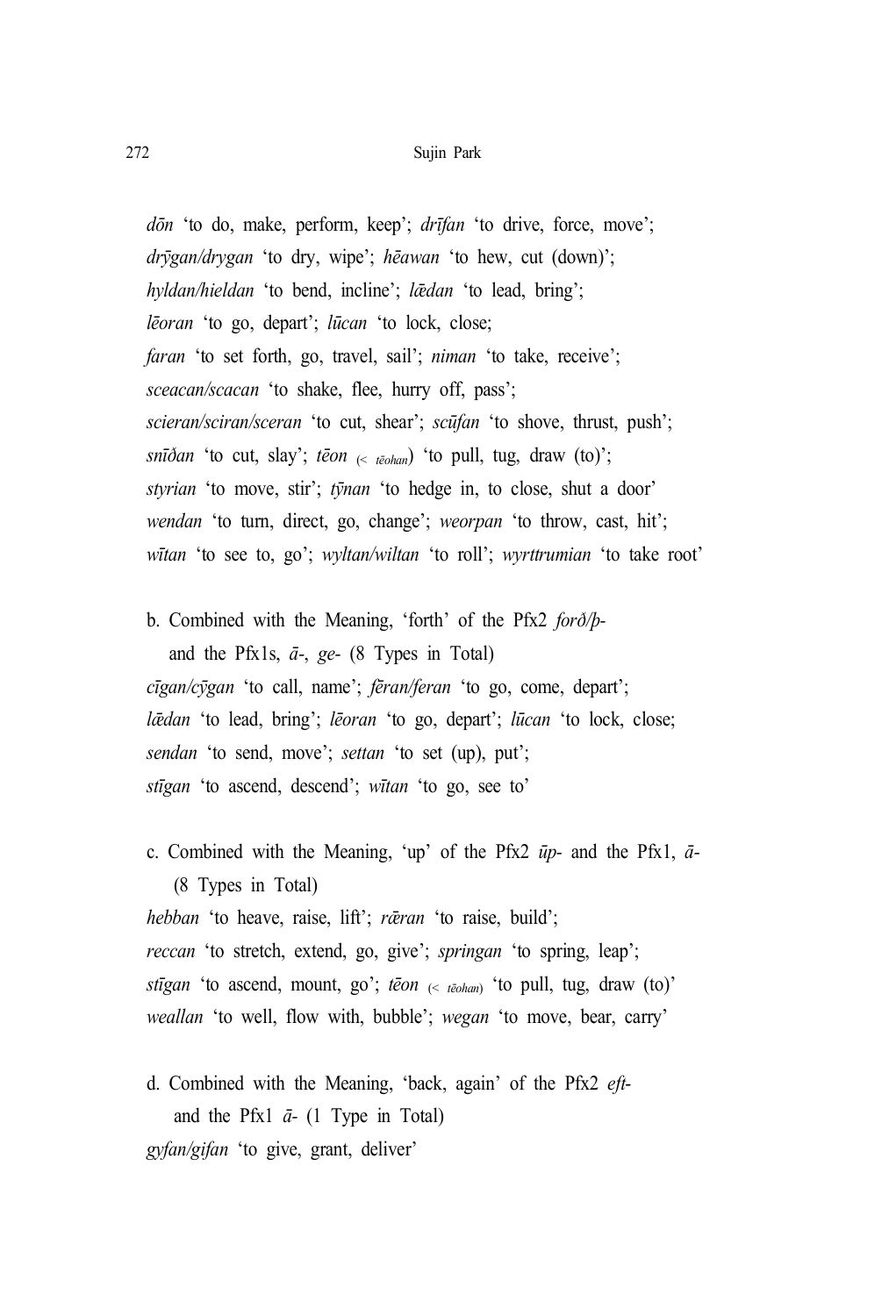*dōn* 'to do, make, perform, keep'; *drīfan* 'to drive, force, move'; *drȳgan/drygan* 'to dry, wipe'; *hēawan* 'to hew, cut (down)'; *hyldan/hieldan* 'to bend, incline'; *lǣdan* 'to lead, bring'; *lēoran* 'to go, depart'; *lūcan* 'to lock, close; *faran* 'to set forth, go, travel, sail'; *niman* 'to take, receive'; *sceacan/scacan* 'to shake, flee, hurry off, pass'; *scieran/sciran/sceran* 'to cut, shear'; *scūfan* 'to shove, thrust, push'; *snīðan* 'to cut, slay'; *tēon* (< *tēohan*) 'to pull, tug, draw (to)'; *styrian* 'to move, stir'; *tȳnan* 'to hedge in, to close, shut a door' *wendan* 'to turn, direct, go, change'; *weorpan* 'to throw, cast, hit'; *wītan* 'to see to, go'; *wyltan/wiltan* 'to roll'; *wyrttrumian* 'to take root'

b. Combined with the Meaning, 'forth' of the Pfx2 *forð/þ-* and the Pfx1s, *ā-*, *ge-* (8 Types in Total)

*cīgan/cȳgan* 'to call, name'; *fēran/feran* 'to go, come, depart'; *lǣdan* 'to lead, bring'; *lēoran* 'to go, depart'; *lūcan* 'to lock, close; *sendan* 'to send, move'; *settan* 'to set (up), put'; *stīgan* 'to ascend, descend'; *wītan* 'to go, see to'

c. Combined with the Meaning, 'up' of the Pfx2 *ūp-* and the Pfx1, *ā-* (8 Types in Total)

*hebban* 'to heave, raise, lift'; *rǣran* 'to raise, build'; *reccan* 'to stretch, extend, go, give'; *springan* 'to spring, leap'; *stīgan* 'to ascend, mount, go'; *tēon* (< *tēohan*) 'to pull, tug, draw (to)' *weallan* 'to well, flow with, bubble'; *wegan* 'to move, bear, carry'

d. Combined with the Meaning, 'back, again' of the Pfx2 *eft-* and the Pfx1 *ā-* (1 Type in Total)

*gyfan/gifan* 'to give, grant, deliver'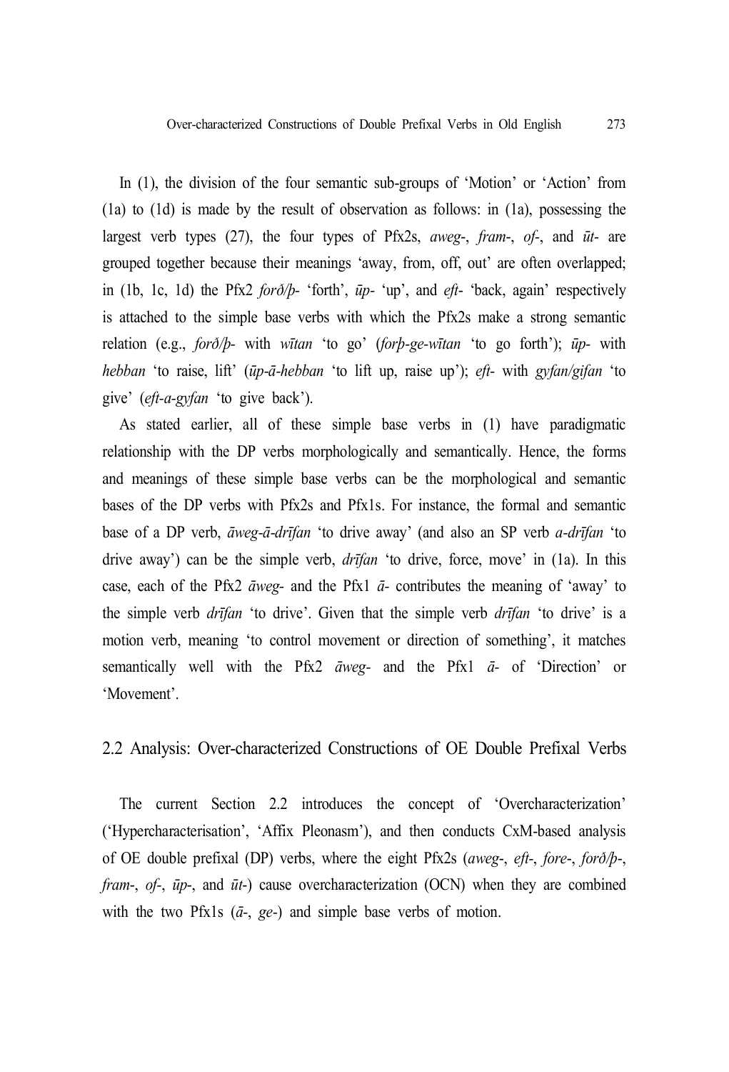In (1), the division of the four semantic sub-groups of ‘Motion’ or ‘Action’ from (1a) to (1d) is made by the result of observation as follows: in (1a), possessing the largest verb types (27), the four types of Pfx2s, *aweg*-, *fram*-, *of*-, and *ūt*- are grouped together because their meanings ‘away, from, off, out’ are often overlapped; in (1b, 1c, 1d) the Pfx2 *forð/þ*- ‘forth’, *ūp*- ‘up’, and *eft*- ‘back, again’ respectively is attached to the simple base verbs with which the Pfx2s make a strong semantic relation (e.g., *forð/þ*- with *wītan* ‘to go’ (*forþ-ge-wītan* ‘to go forth’); *ūp*- with *hebban* ‘to raise, lift’ (*ūp-ā-hebban* ‘to lift up, raise up’); *eft*- with *gyfan/gifan* ‘to give’ (*eft-a-gyfan* ‘to give back’).

As stated earlier, all of these simple base verbs in (1) have paradigmatic relationship with the DP verbs morphologically and semantically. Hence, the forms and meanings of these simple base verbs can be the morphological and semantic bases of the DP verbs with Pfx2s and Pfx1s. For instance, the formal and semantic base of a DP verb, *āweg-ā-drīfan* ‘to drive away’ (and also an SP verb *a-drīfan* ‘to drive away’) can be the simple verb, *drīfan* ‘to drive, force, move’ in (1a). In this case, each of the Pfx2 *āweg*- and the Pfx1 *ā*- contributes the meaning of ‘away’ to the simple verb *drīfan* ‘to drive’. Given that the simple verb *drīfan* ‘to drive’ is a motion verb, meaning ‘to control movement or direction of something’, it matches semantically well with the Pfx2 *āweg*- and the Pfx1 *ā*- of ‘Direction’ or ‘Movement’.

## 2.2 Analysis: Over-characterized Constructions of OE Double Prefixal Verbs

The current Section 2.2 introduces the concept of ‘Overcharacterization’ (‘Hypercharacterisation’, ‘Affix Pleonasm’), and then conducts CxM-based analysis of OE double prefixal (DP) verbs, where the eight Pfx2s (*aweg*-, *eft*-, *fore*-, *forð/þ*-, *fram*-, *of*-, *ūp*-, and *ūt*-) cause overcharacterization (OCN) when they are combined with the two Pfx1s (*ā*-, *ge*-) and simple base verbs of motion.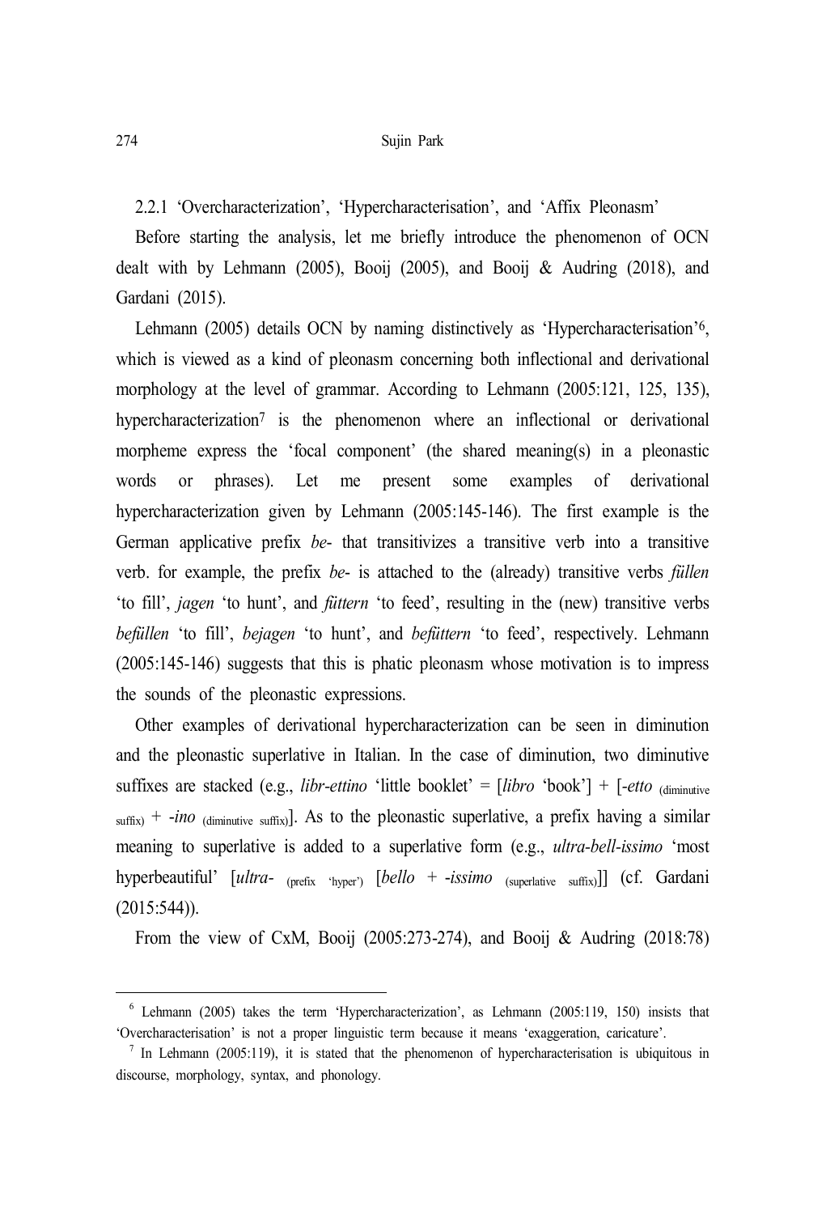### 2.2.1 'Overcharacterization', 'Hypercharacterisation', and 'Affix Pleonasm'

Before starting the analysis, let me briefly introduce the phenomenon of OCN dealt with by Lehmann (2005), Booij (2005), and Booij & Audring (2018), and Gardani (2015).

Lehmann (2005) details OCN by naming distinctively as 'Hypercharacterisation'[6], which is viewed as a kind of pleonasm concerning both inflectional and derivational morphology at the level of grammar. According to Lehmann (2005:121, 125, 135), hypercharacterization[7] is the phenomenon where an inflectional or derivational morpheme express the 'focal component' (the shared meaning(s) in a pleonastic words or phrases). Let me present some examples of derivational hypercharacterization given by Lehmann (2005:145-146). The first example is the German applicative prefix *be-* that transitivizes a transitive verb into a transitive verb. for example, the prefix *be-* is attached to the (already) transitive verbs *füllen* 'to fill', *jagen* 'to hunt', and *füttern* 'to feed', resulting in the (new) transitive verbs *befüllen* 'to fill', *bejagen* 'to hunt', and *befüttern* 'to feed', respectively. Lehmann (2005:145-146) suggests that this is phatic pleonasm whose motivation is to impress the sounds of the pleonastic expressions.

Other examples of derivational hypercharacterization can be seen in diminution and the pleonastic superlative in Italian. In the case of diminution, two diminutive suffixes are stacked (e.g., *libr-ettino* 'little booklet' = [*libro* 'book'] + [*-etto* (diminutive suffix) + *-ino* (diminutive suffix)]. As to the pleonastic superlative, a prefix having a similar meaning to superlative is added to a superlative form (e.g., *ultra-bell-issimo* 'most hyperbeautiful' [*ultra-* (prefix 'hyper') [*bello* + *-issimo* (superlative suffix)]] (cf. Gardani (2015:544)).

From the view of CxM, Booij (2005:273-274), and Booij & Audring (2018:78)

---

[6] Lehmann (2005) takes the term 'Hypercharacterization', as Lehmann (2005:119, 150) insists that 'Overcharacterisation' is not a proper linguistic term because it means 'exaggeration, caricature'.

[7] In Lehmann (2005:119), it is stated that the phenomenon of hypercharacterisation is ubiquitous in discourse, morphology, syntax, and phonology.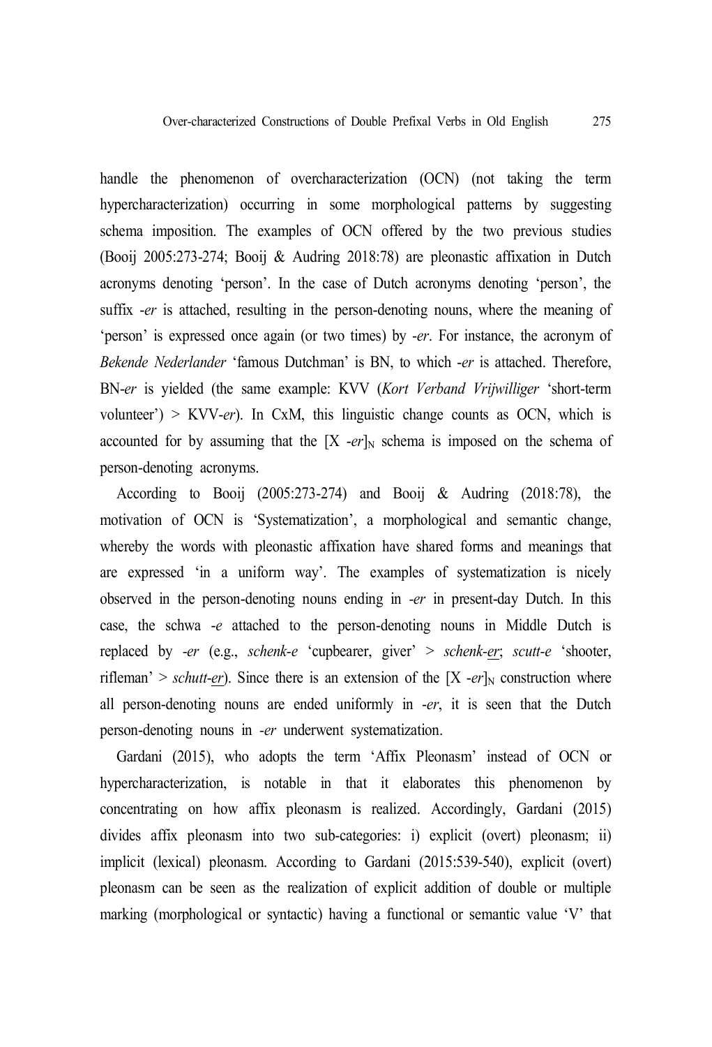handle the phenomenon of overcharacterization (OCN) (not taking the term hypercharacterization) occurring in some morphological patterns by suggesting schema imposition. The examples of OCN offered by the two previous studies (Booij 2005:273-274; Booij & Audring 2018:78) are pleonastic affixation in Dutch acronyms denoting 'person'. In the case of Dutch acronyms denoting 'person', the suffix *-er* is attached, resulting in the person-denoting nouns, where the meaning of 'person' is expressed once again (or two times) by *-er*. For instance, the acronym of *Bekende Nederlander* 'famous Dutchman' is BN, to which *-er* is attached. Therefore, BN-*er* is yielded (the same example: KVV (*Kort Verband Vrijwilliger* 'short-term volunteer') > KVV-*er*). In CxM, this linguistic change counts as OCN, which is accounted for by assuming that the $[\text{X } \textit{-er}]_\text{N}$ schema is imposed on the schema of person-denoting acronyms.

According to Booij (2005:273-274) and Booij & Audring (2018:78), the motivation of OCN is 'Systematization', a morphological and semantic change, whereby the words with pleonastic affixation have shared forms and meanings that are expressed 'in a uniform way'. The examples of systematization is nicely observed in the person-denoting nouns ending in *-er* in present-day Dutch. In this case, the schwa *-e* attached to the person-denoting nouns in Middle Dutch is replaced by *-er* (e.g., *schenk-e* 'cupbearer, giver' > *schenk-<u>er</u>*; *scutt-e* 'shooter, rifleman' > *schutt-<u>er</u>*). Since there is an extension of the $[\text{X } \textit{-er}]_\text{N}$ construction where all person-denoting nouns are ended uniformly in *-er*, it is seen that the Dutch person-denoting nouns in *-er* underwent systematization.

Gardani (2015), who adopts the term 'Affix Pleonasm' instead of OCN or hypercharacterization, is notable in that it elaborates this phenomenon by concentrating on how affix pleonasm is realized. Accordingly, Gardani (2015) divides affix pleonasm into two sub-categories: i) explicit (overt) pleonasm; ii) implicit (lexical) pleonasm. According to Gardani (2015:539-540), explicit (overt) pleonasm can be seen as the realization of explicit addition of double or multiple marking (morphological or syntactic) having a functional or semantic value 'V' that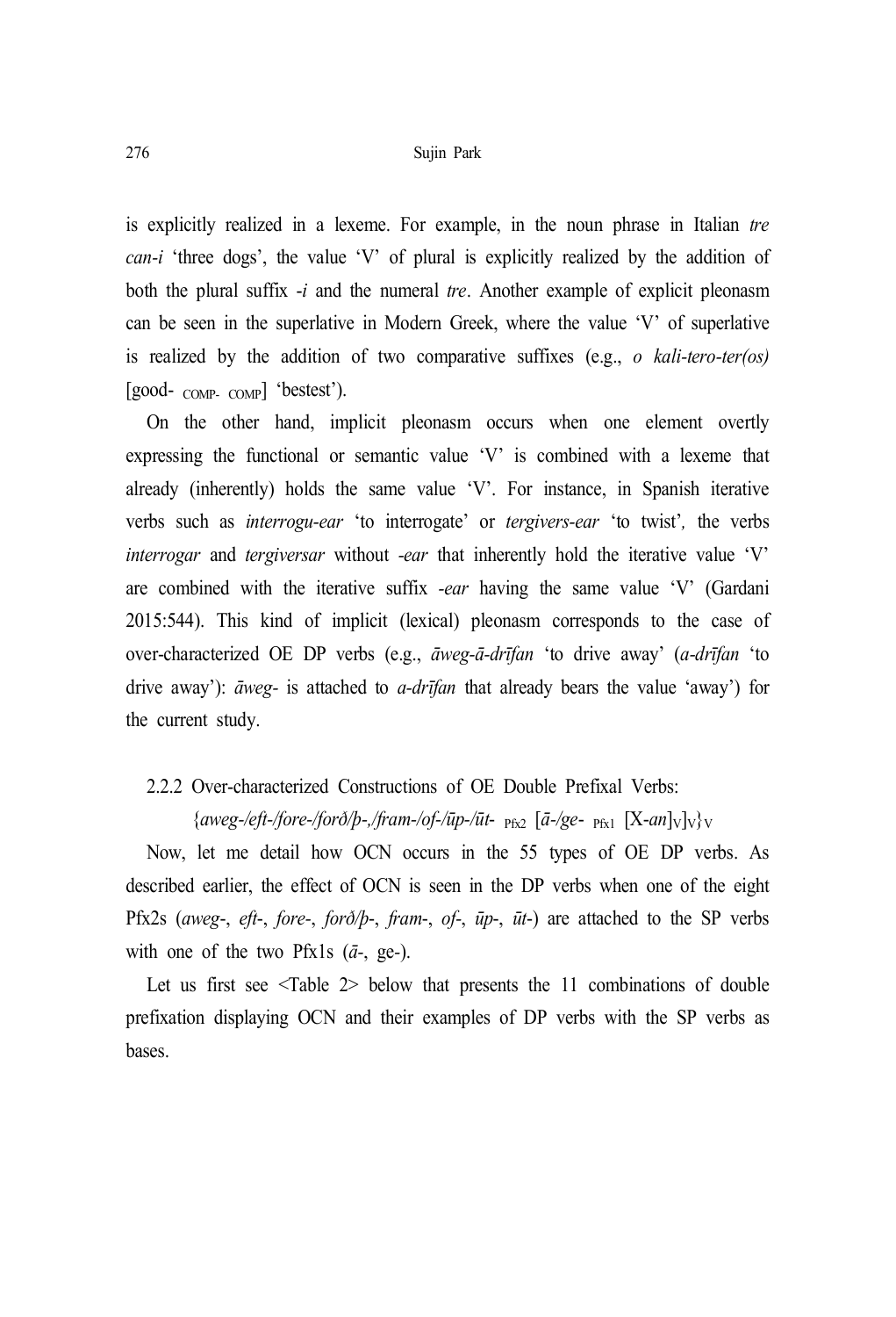is explicitly realized in a lexeme. For example, in the noun phrase in Italian *tre can-i* 'three dogs', the value 'V' of plural is explicitly realized by the addition of both the plural suffix *-i* and the numeral *tre*. Another example of explicit pleonasm can be seen in the superlative in Modern Greek, where the value 'V' of superlative is realized by the addition of two comparative suffixes (e.g., *o kali-tero-ter(os)* [good- $_{\text{COMP-}}$ $_{\text{COMP}}$] 'bestest').

On the other hand, implicit pleonasm occurs when one element overtly expressing the functional or semantic value 'V' is combined with a lexeme that already (inherently) holds the same value 'V'. For instance, in Spanish iterative verbs such as *interrogu-ear* 'to interrogate' or *tergivers-ear* 'to twist', the verbs *interrogar* and *tergiversar* without *-ear* that inherently hold the iterative value 'V' are combined with the iterative suffix *-ear* having the same value 'V' (Gardani 2015:544). This kind of implicit (lexical) pleonasm corresponds to the case of over-characterized OE DP verbs (e.g., *āweg-ā-drīfan* 'to drive away' (*a-drīfan* 'to drive away'): *āweg-* is attached to *a-drīfan* that already bears the value 'away') for the current study.

#### 2.2.2 Over-characterized Constructions of OE Double Prefixal Verbs: {*aweg-/eft-/fore-/forð/þ-/fram-/of-/ūp-/ūt-* $_{\text{Pfx2}}$ [*ā-/ge-* $_{\text{Pfx1}}$ [X-*an*]$_{\text{V}}$]$_{\text{V}}$}$_{\text{V}}$

Now, let me detail how OCN occurs in the 55 types of OE DP verbs. As described earlier, the effect of OCN is seen in the DP verbs when one of the eight Pfx2s (*aweg-*, *eft-*, *fore-*, *forð/þ-*, *fram-*, *of-*, *ūp-*, *ūt-*) are attached to the SP verbs with one of the two Pfx1s (*ā-*, ge-).

Let us first see <Table 2> below that presents the 11 combinations of double prefixation displaying OCN and their examples of DP verbs with the SP verbs as bases.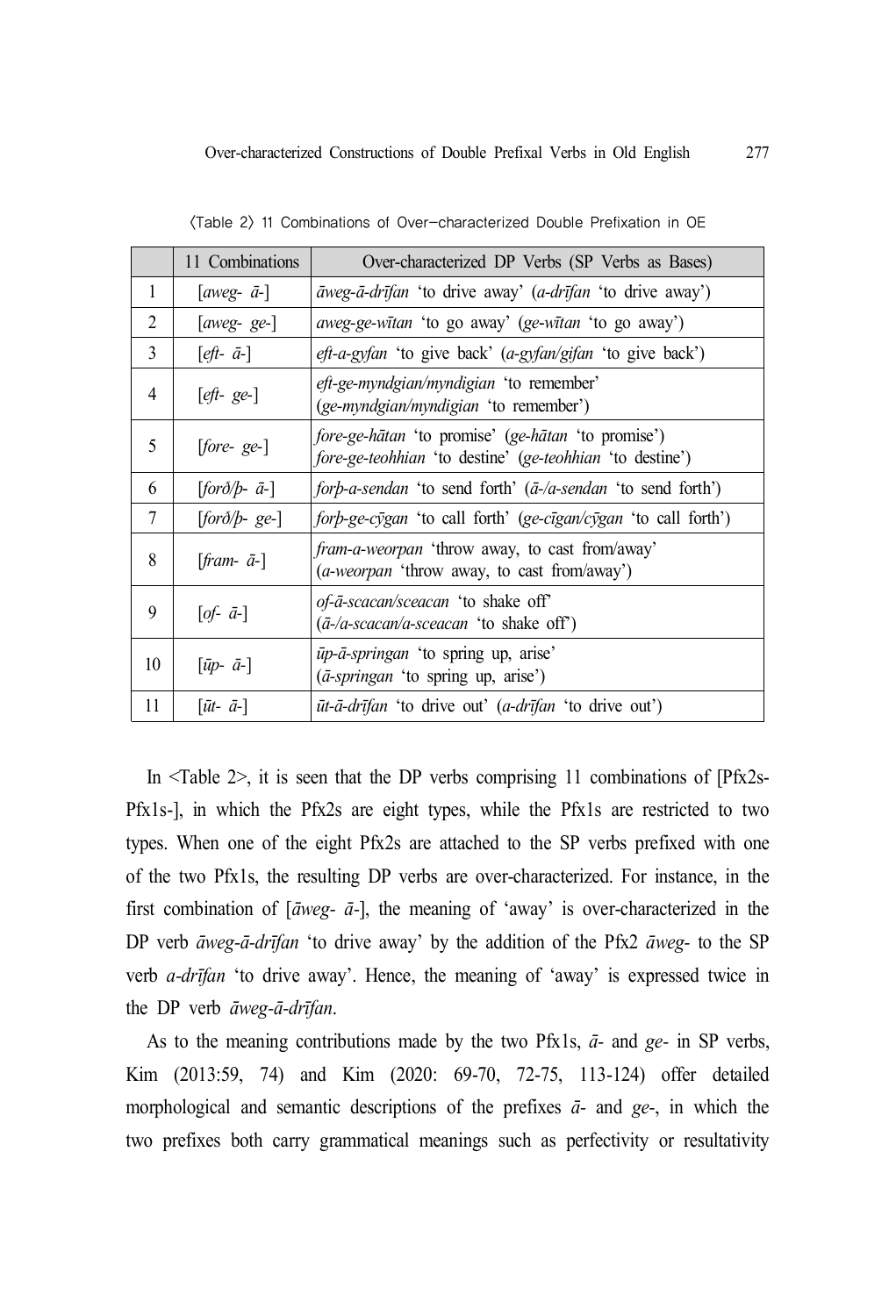〈Table 2〉 11 Combinations of Over-characterized Double Prefixation in OE

| | 11 Combinations | Over-characterized DP Verbs (SP Verbs as Bases) |
|---|---|---|
| 1 | [*aweg- ā-*] | *āweg-ā-drīfan* 'to drive away' (*a-drīfan* 'to drive away') |
| 2 | [*aweg- ge-*] | *aweg-ge-wītan* 'to go away' (*ge-wītan* 'to go away') |
| 3 | [*eft- ā-*] | *eft-a-gyfan* 'to give back' (*a-gyfan/gifan* 'to give back') |
| 4 | [*eft- ge-*] | *eft-ge-myndgian/myndigian* 'to remember' (*ge-myndgian/myndigian* 'to remember') |
| 5 | [*fore- ge-*] | *fore-ge-hātan* 'to promise' (*ge-hātan* 'to promise') *fore-ge-teohhian* 'to destine' (*ge-teohhian* 'to destine') |
| 6 | [*forð/þ- ā-*] | *forþ-a-sendan* 'to send forth' (*ā-/a-sendan* 'to send forth') |
| 7 | [*forð/þ- ge-*] | *forþ-ge-cȳgan* 'to call forth' (*ge-cīgan/cȳgan* 'to call forth') |
| 8 | [*fram- ā-*] | *fram-a-weorpan* 'throw away, to cast from/away' (*a-weorpan* 'throw away, to cast from/away') |
| 9 | [*of- ā-*] | *of-ā-scacan/sceacan* 'to shake off' (*ā-/a-scacan/a-sceacan* 'to shake off') |
| 10 | [*ūp- ā-*] | *ūp-ā-springan* 'to spring up, arise' (*ā-springan* 'to spring up, arise') |
| 11 | [*ūt- ā-*] | *ūt-ā-drīfan* 'to drive out' (*a-drīfan* 'to drive out') |

In <Table 2>, it is seen that the DP verbs comprising 11 combinations of [Pfx2s-Pfx1s-], in which the Pfx2s are eight types, while the Pfx1s are restricted to two types. When one of the eight Pfx2s are attached to the SP verbs prefixed with one of the two Pfx1s, the resulting DP verbs are over-characterized. For instance, in the first combination of [*āweg- ā-*], the meaning of 'away' is over-characterized in the DP verb *āweg-ā-drīfan* 'to drive away' by the addition of the Pfx2 *āweg-* to the SP verb *a-drīfan* 'to drive away'. Hence, the meaning of 'away' is expressed twice in the DP verb *āweg-ā-drīfan*.

As to the meaning contributions made by the two Pfx1s, *ā-* and *ge-* in SP verbs, Kim (2013:59, 74) and Kim (2020: 69-70, 72-75, 113-124) offer detailed morphological and semantic descriptions of the prefixes *ā-* and *ge-*, in which the two prefixes both carry grammatical meanings such as perfectivity or resultativity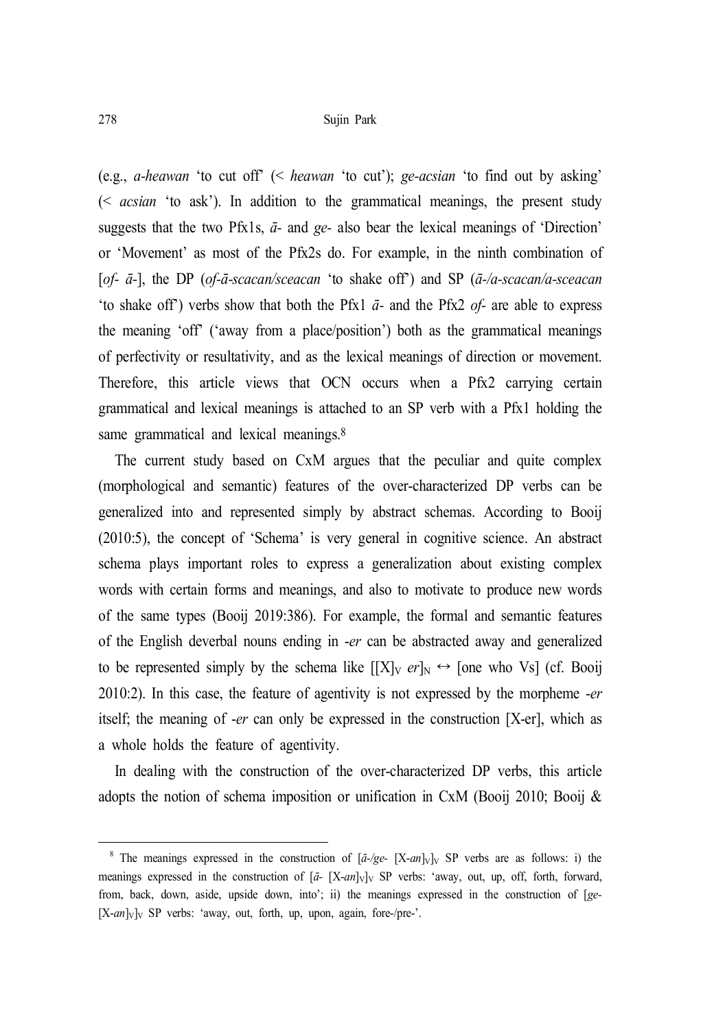(e.g., *a-heawan* 'to cut off' (< *heawan* 'to cut'); *ge-acsian* 'to find out by asking' (< *acsian* 'to ask'). In addition to the grammatical meanings, the present study suggests that the two Pfx1s, *ā-* and *ge-* also bear the lexical meanings of 'Direction' or 'Movement' as most of the Pfx2s do. For example, in the ninth combination of [*of- ā-*], the DP (*of-ā-scacan/sceacan* 'to shake off') and SP (*ā-/a-scacan/a-sceacan* 'to shake off') verbs show that both the Pfx1 *ā-* and the Pfx2 *of-* are able to express the meaning 'off' ('away from a place/position') both as the grammatical meanings of perfectivity or resultativity, and as the lexical meanings of direction or movement. Therefore, this article views that OCN occurs when a Pfx2 carrying certain grammatical and lexical meanings is attached to an SP verb with a Pfx1 holding the same grammatical and lexical meanings.[8]

The current study based on CxM argues that the peculiar and quite complex (morphological and semantic) features of the over-characterized DP verbs can be generalized into and represented simply by abstract schemas. According to Booij (2010:5), the concept of 'Schema' is very general in cognitive science. An abstract schema plays important roles to express a generalization about existing complex words with certain forms and meanings, and also to motivate to produce new words of the same types (Booij 2019:386). For example, the formal and semantic features of the English deverbal nouns ending in *-er* can be abstracted away and generalized to be represented simply by the schema like $[[X]_V\ er]_N \leftrightarrow$ [one who Vs] (cf. Booij 2010:2). In this case, the feature of agentivity is not expressed by the morpheme *-er* itself; the meaning of *-er* can only be expressed in the construction [X-er], which as a whole holds the feature of agentivity.

In dealing with the construction of the over-characterized DP verbs, this article adopts the notion of schema imposition or unification in CxM (Booij 2010; Booij &

---

[8] The meanings expressed in the construction of $[\bar{a}\text{-}/ge\text{-}\ [X\text{-}an]_V]_V$ SP verbs are as follows: i) the meanings expressed in the construction of $[\bar{a}\text{-}\ [X\text{-}an]_V]_V$ SP verbs: 'away, out, up, off, forth, forward, from, back, down, aside, upside down, into'; ii) the meanings expressed in the construction of $[ge\text{-}\ [X\text{-}an]_V]_V$ SP verbs: 'away, out, forth, up, upon, again, fore-/pre-'.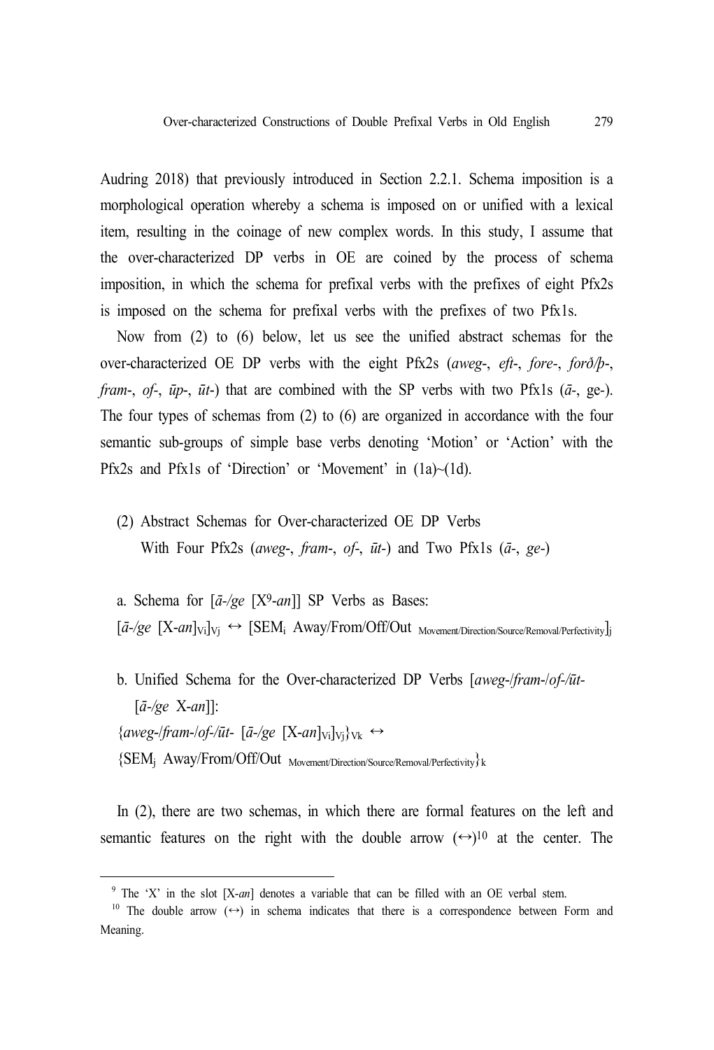Audring 2018) that previously introduced in Section 2.2.1. Schema imposition is a morphological operation whereby a schema is imposed on or unified with a lexical item, resulting in the coinage of new complex words. In this study, I assume that the over-characterized DP verbs in OE are coined by the process of schema imposition, in which the schema for prefixal verbs with the prefixes of eight Pfx2s is imposed on the schema for prefixal verbs with the prefixes of two Pfx1s.

Now from (2) to (6) below, let us see the unified abstract schemas for the over-characterized OE DP verbs with the eight Pfx2s (*aweg*-, *eft*-, *fore*-, *forð/þ*-, *fram*-, *of*-, *ūp*-, *ūt*-) that are combined with the SP verbs with two Pfx1s (*ā*-, ge-). The four types of schemas from (2) to (6) are organized in accordance with the four semantic sub-groups of simple base verbs denoting 'Motion' or 'Action' with the Pfx2s and Pfx1s of 'Direction' or 'Movement' in (1a)~(1d).

(2) Abstract Schemas for Over-characterized OE DP Verbs
With Four Pfx2s (*aweg*-, *fram*-, *of*-, *ūt*-) and Two Pfx1s (*ā*-, *ge*-)

a. Schema for [*ā-/ge* [X[9]-*an*]] SP Verbs as Bases:
[*ā-/ge* [X-*an*]$_{Vi}$]$_{Vj}$ ↔ [SEM$_i$ Away/From/Off/Out $_{Movement/Direction/Source/Removal/Perfectivity}$]$_j$

b. Unified Schema for the Over-characterized DP Verbs [*aweg*-/*fram*-/*of*-/*ūt*- [*ā-/ge* X-*an*]]:
{*aweg*-/*fram*-/*of*-/*ūt*- [*ā-/ge* [X-*an*]$_{Vi}$]$_{Vj}$}$_{Vk}$ ↔
{SEM$_j$ Away/From/Off/Out $_{Movement/Direction/Source/Removal/Perfectivity}$}$_k$

In (2), there are two schemas, in which there are formal features on the left and semantic features on the right with the double arrow (↔)[10] at the center. The

[9] The 'X' in the slot [X-*an*] denotes a variable that can be filled with an OE verbal stem.

[10] The double arrow (↔) in schema indicates that there is a correspondence between Form and Meaning.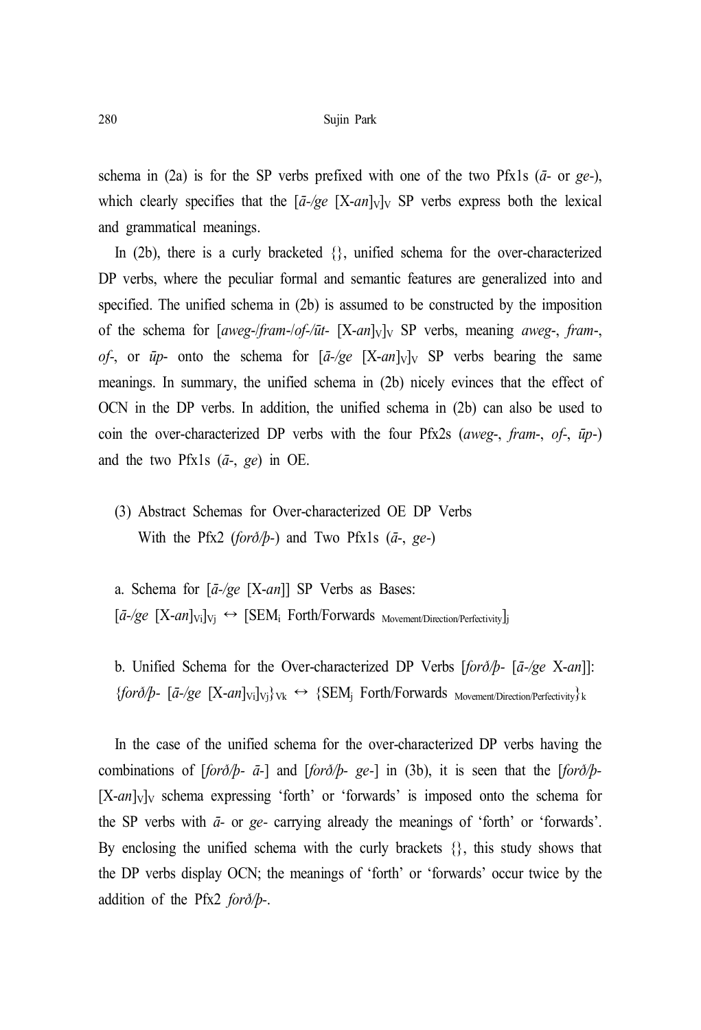schema in (2a) is for the SP verbs prefixed with one of the two Pfx1s (*ā-* or *ge-*), which clearly specifies that the [*ā-/ge* [X-*an*]$_V$]$_V$ SP verbs express both the lexical and grammatical meanings.

In (2b), there is a curly bracketed {}, unified schema for the over-characterized DP verbs, where the peculiar formal and semantic features are generalized into and specified. The unified schema in (2b) is assumed to be constructed by the imposition of the schema for [*aweg-*/*fram-*/*of-*/*ūt-* [X-*an*]$_V$]$_V$ SP verbs, meaning *aweg-*, *fram-*, *of-*, or *ūp-* onto the schema for [*ā-/ge* [X-*an*]$_V$]$_V$ SP verbs bearing the same meanings. In summary, the unified schema in (2b) nicely evinces that the effect of OCN in the DP verbs. In addition, the unified schema in (2b) can also be used to coin the over-characterized DP verbs with the four Pfx2s (*aweg-*, *fram-*, *of-*, *ūp-*) and the two Pfx1s (*ā-*, *ge*) in OE.

(3) Abstract Schemas for Over-characterized OE DP Verbs
  With the Pfx2 (*forð/þ-*) and Two Pfx1s (*ā-*, *ge-*)

a. Schema for [*ā-/ge* [X-*an*]] SP Verbs as Bases:
[*ā-/ge* [X-*an*]$_{Vi}$]$_{Vj}$ ↔ [SEM$_i$ Forth/Forwards $_{Movement/Direction/Perfectivity}$]$_j$

b. Unified Schema for the Over-characterized DP Verbs [*forð/þ-* [*ā-/ge* X-*an*]]:
{*forð/þ-* [*ā-/ge* [X-*an*]$_{Vi}$]$_{Vj}$}$_{Vk}$ ↔ {SEM$_j$ Forth/Forwards $_{Movement/Direction/Perfectivity}$}$_k$

In the case of the unified schema for the over-characterized DP verbs having the combinations of [*forð/þ- ā-*] and [*forð/þ- ge-*] in (3b), it is seen that the [*forð/þ-* [X-*an*]$_V$]$_V$ schema expressing 'forth' or 'forwards' is imposed onto the schema for the SP verbs with *ā-* or *ge-* carrying already the meanings of 'forth' or 'forwards'. By enclosing the unified schema with the curly brackets {}, this study shows that the DP verbs display OCN; the meanings of 'forth' or 'forwards' occur twice by the addition of the Pfx2 *forð/þ-*.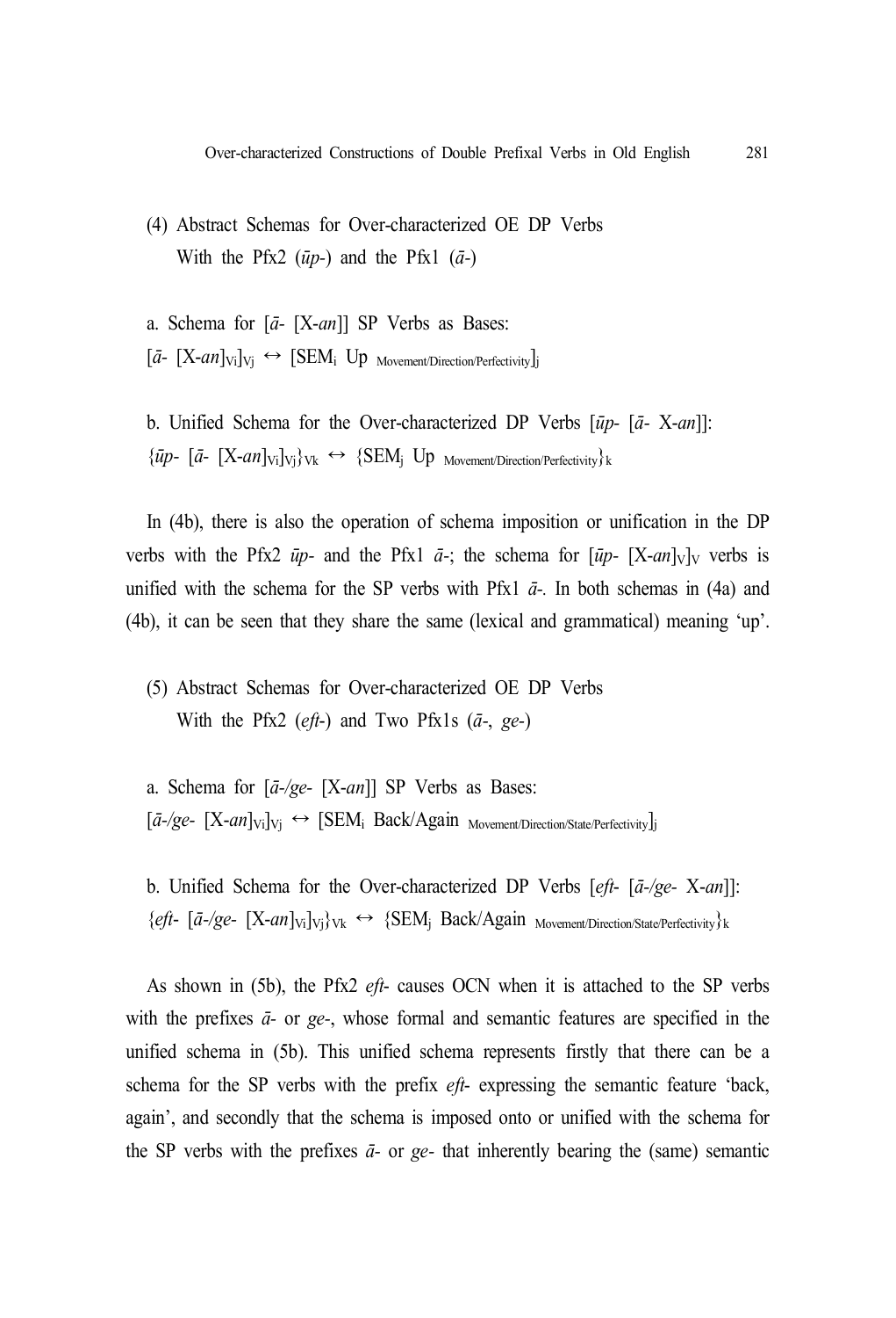(4) Abstract Schemas for Over-characterized OE DP Verbs
With the Pfx2 (*ūp-*) and the Pfx1 (*ā-*)

a. Schema for [*ā-* [X-*an*]] SP Verbs as Bases:
$[\bar{a}\text{- } [\text{X-}an]_{\text{Vi}}]_{\text{Vj}} \leftrightarrow [\text{SEM}_{\text{i}} \text{ Up }_{\text{Movement/Direction/Perfectivity}}]_{\text{j}}$

b. Unified Schema for the Over-characterized DP Verbs [*ūp-* [*ā-* X-*an*]]:
$\{\bar{u}p\text{- } [\bar{a}\text{- } [\text{X-}an]_{\text{Vi}}]_{\text{Vj}}\}_{\text{Vk}} \leftrightarrow \{\text{SEM}_{\text{j}} \text{ Up }_{\text{Movement/Direction/Perfectivity}}\}_{\text{k}}$

In (4b), there is also the operation of schema imposition or unification in the DP verbs with the Pfx2 *ūp-* and the Pfx1 *ā-*; the schema for [*ūp-* [X-*an*]$_{\text{V}}$]$_{\text{V}}$ verbs is unified with the schema for the SP verbs with Pfx1 *ā-*. In both schemas in (4a) and (4b), it can be seen that they share the same (lexical and grammatical) meaning 'up'.

(5) Abstract Schemas for Over-characterized OE DP Verbs
With the Pfx2 (*eft-*) and Two Pfx1s (*ā-*, *ge-*)

a. Schema for [*ā-/ge-* [X-*an*]] SP Verbs as Bases:
$[\bar{a}\text{-}/ge\text{- } [\text{X-}an]_{\text{Vi}}]_{\text{Vj}} \leftrightarrow [\text{SEM}_{\text{i}} \text{ Back/Again }_{\text{Movement/Direction/State/Perfectivity}}]_{\text{j}}$

b. Unified Schema for the Over-characterized DP Verbs [*eft-* [*ā-/ge-* X-*an*]]:
$\{eft\text{- } [\bar{a}\text{-}/ge\text{- } [\text{X-}an]_{\text{Vi}}]_{\text{Vj}}\}_{\text{Vk}} \leftrightarrow \{\text{SEM}_{\text{j}} \text{ Back/Again }_{\text{Movement/Direction/State/Perfectivity}}\}_{\text{k}}$

As shown in (5b), the Pfx2 *eft-* causes OCN when it is attached to the SP verbs with the prefixes *ā-* or *ge-*, whose formal and semantic features are specified in the unified schema in (5b). This unified schema represents firstly that there can be a schema for the SP verbs with the prefix *eft-* expressing the semantic feature 'back, again', and secondly that the schema is imposed onto or unified with the schema for the SP verbs with the prefixes *ā-* or *ge-* that inherently bearing the (same) semantic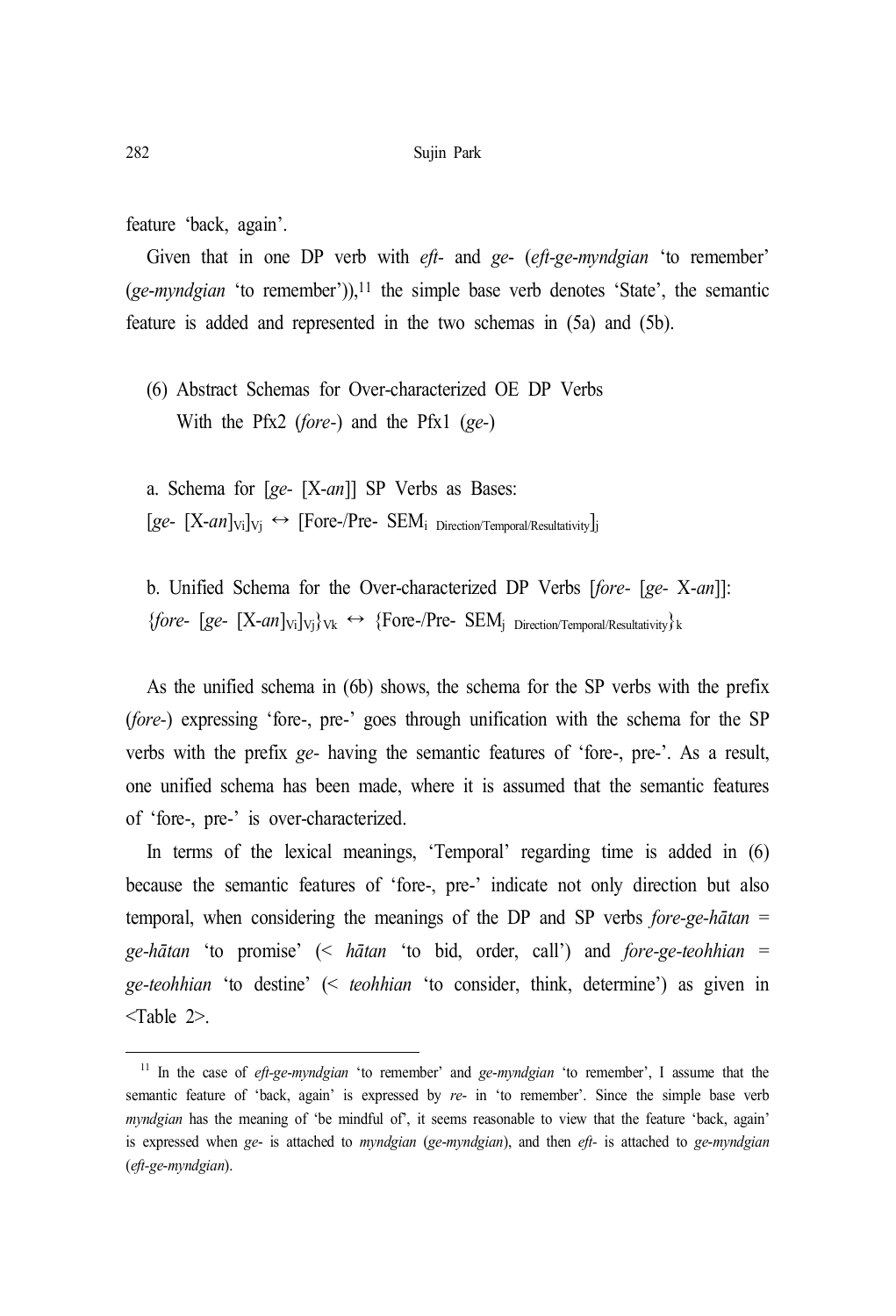feature 'back, again'.

Given that in one DP verb with *eft-* and *ge-* (*eft-ge-myndgian* 'to remember' (*ge-myndgian* 'to remember')),[11] the simple base verb denotes 'State', the semantic feature is added and represented in the two schemas in (5a) and (5b).

(6) Abstract Schemas for Over-characterized OE DP Verbs With the Pfx2 (*fore-*) and the Pfx1 (*ge-*)

a. Schema for [*ge-* [X-*an*]] SP Verbs as Bases:
$[ge\text{-}\ [X\text{-}an]_{Vi}]_{Vj} \leftrightarrow [\text{Fore-/Pre-}\ \text{SEM}_{i\ \text{Direction/Temporal/Resultativity}}]_j$

b. Unified Schema for the Over-characterized DP Verbs [*fore-* [*ge-* X-*an*]]:
$\{fore\text{-}\ [ge\text{-}\ [X\text{-}an]_{Vi}]_{Vj}\}_{Vk} \leftrightarrow \{\text{Fore-/Pre-}\ \text{SEM}_{j\ \text{Direction/Temporal/Resultativity}}\}_k$

As the unified schema in (6b) shows, the schema for the SP verbs with the prefix (*fore-*) expressing 'fore-, pre-' goes through unification with the schema for the SP verbs with the prefix *ge-* having the semantic features of 'fore-, pre-'. As a result, one unified schema has been made, where it is assumed that the semantic features of 'fore-, pre-' is over-characterized.

In terms of the lexical meanings, 'Temporal' regarding time is added in (6) because the semantic features of 'fore-, pre-' indicate not only direction but also temporal, when considering the meanings of the DP and SP verbs *fore-ge-hātan* = *ge-hātan* 'to promise' (< *hātan* 'to bid, order, call') and *fore-ge-teohhian* = *ge-teohhian* 'to destine' (< *teohhian* 'to consider, think, determine') as given in <Table 2>.

---

[11] In the case of *eft-ge-myndgian* 'to remember' and *ge-myndgian* 'to remember', I assume that the semantic feature of 'back, again' is expressed by *re-* in 'to remember'. Since the simple base verb *myndgian* has the meaning of 'be mindful of', it seems reasonable to view that the feature 'back, again' is expressed when *ge-* is attached to *myndgian* (*ge-myndgian*), and then *eft-* is attached to *ge-myndgian* (*eft-ge-myndgian*).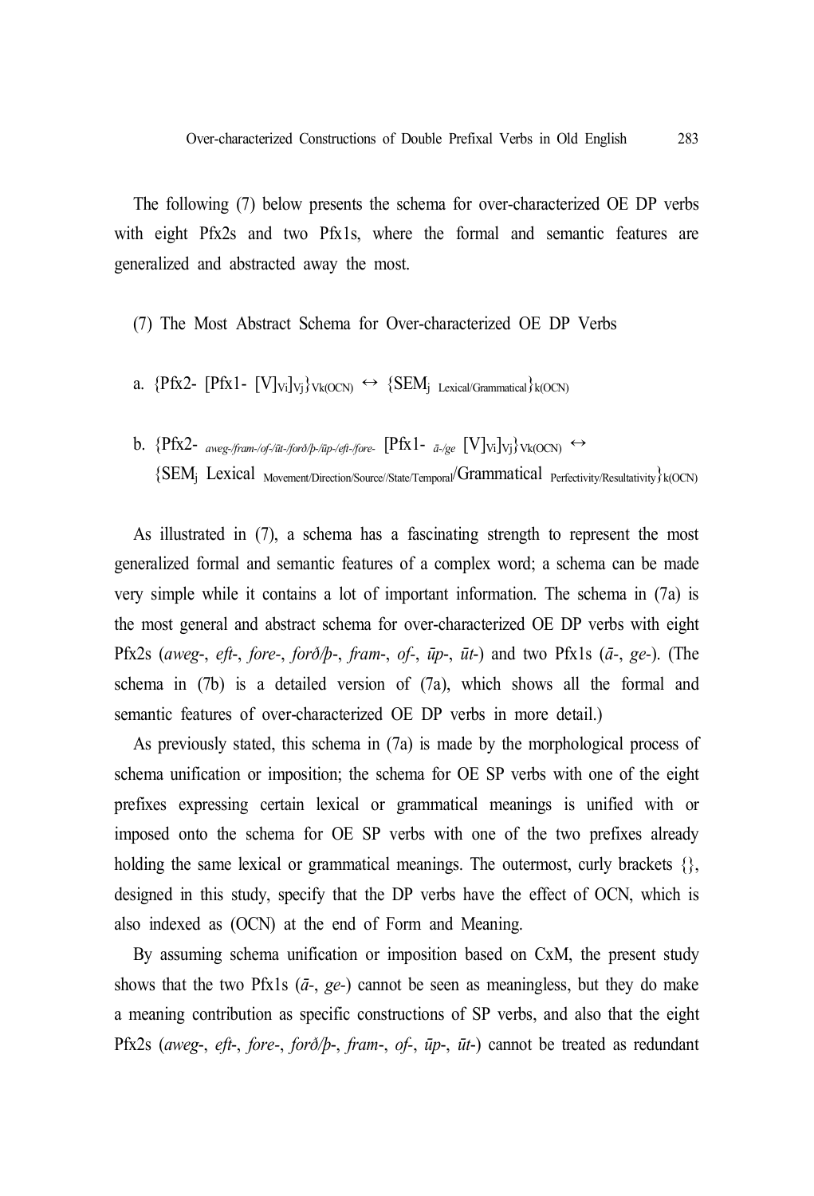The following (7) below presents the schema for over-characterized OE DP verbs with eight Pfx2s and two Pfx1s, where the formal and semantic features are generalized and abstracted away the most.

(7) The Most Abstract Schema for Over-characterized OE DP Verbs

a. $\{\text{Pfx2- } [\text{Pfx1- } [\text{V}]_{\text{Vi}}]_{\text{Vj}}\}_{\text{Vk(OCN)}} \leftrightarrow \{\text{SEM}_{\text{j Lexical/Grammatical}}\}_{\text{k(OCN)}}$

b. $\{\text{Pfx2- }_{\textit{aweg-/fram-/of-/ūt-/forð/þ-/ūp-/eft-/fore-}} [\text{Pfx1- }_{\textit{ā-/ge}} [\text{V}]_{\text{Vi}}]_{\text{Vj}}\}_{\text{Vk(OCN)}} \leftrightarrow$
$\{\text{SEM}_{\text{j}} \text{ Lexical }_{\text{Movement/Direction/Source//State/Temporal}}/\text{Grammatical }_{\text{Perfectivity/Resultativity}}\}_{\text{k(OCN)}}$

As illustrated in (7), a schema has a fascinating strength to represent the most generalized formal and semantic features of a complex word; a schema can be made very simple while it contains a lot of important information. The schema in (7a) is the most general and abstract schema for over-characterized OE DP verbs with eight Pfx2s (*aweg*-, *eft*-, *fore*-, *forð/þ*-, *fram*-, *of*-, *ūp*-, *ūt*-) and two Pfx1s (*ā*-, *ge*-). (The schema in (7b) is a detailed version of (7a), which shows all the formal and semantic features of over-characterized OE DP verbs in more detail.)

As previously stated, this schema in (7a) is made by the morphological process of schema unification or imposition; the schema for OE SP verbs with one of the eight prefixes expressing certain lexical or grammatical meanings is unified with or imposed onto the schema for OE SP verbs with one of the two prefixes already holding the same lexical or grammatical meanings. The outermost, curly brackets {}, designed in this study, specify that the DP verbs have the effect of OCN, which is also indexed as (OCN) at the end of Form and Meaning.

By assuming schema unification or imposition based on CxM, the present study shows that the two Pfx1s (*ā*-, *ge*-) cannot be seen as meaningless, but they do make a meaning contribution as specific constructions of SP verbs, and also that the eight Pfx2s (*aweg*-, *eft*-, *fore*-, *forð/þ*-, *fram*-, *of*-, *ūp*-, *ūt*-) cannot be treated as redundant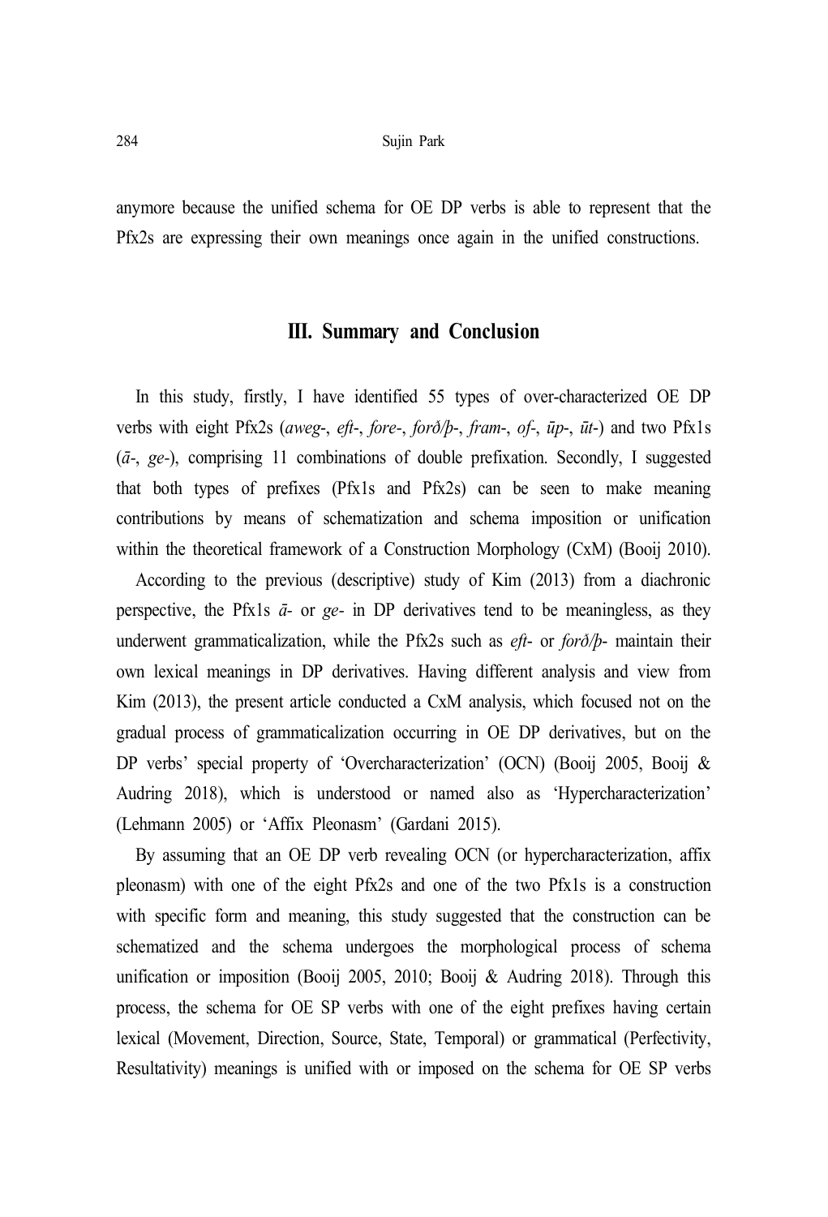anymore because the unified schema for OE DP verbs is able to represent that the Pfx2s are expressing their own meanings once again in the unified constructions.

## III. Summary and Conclusion

In this study, firstly, I have identified 55 types of over-characterized OE DP verbs with eight Pfx2s (*aweg*-, *eft*-, *fore*-, *forð/þ*-, *fram*-, *of*-, *ūp*-, *ūt*-) and two Pfx1s (*ā*-, *ge*-), comprising 11 combinations of double prefixation. Secondly, I suggested that both types of prefixes (Pfx1s and Pfx2s) can be seen to make meaning contributions by means of schematization and schema imposition or unification within the theoretical framework of a Construction Morphology (CxM) (Booij 2010).

According to the previous (descriptive) study of Kim (2013) from a diachronic perspective, the Pfx1s *ā*- or *ge*- in DP derivatives tend to be meaningless, as they underwent grammaticalization, while the Pfx2s such as *eft*- or *forð/þ*- maintain their own lexical meanings in DP derivatives. Having different analysis and view from Kim (2013), the present article conducted a CxM analysis, which focused not on the gradual process of grammaticalization occurring in OE DP derivatives, but on the DP verbs' special property of 'Overcharacterization' (OCN) (Booij 2005, Booij & Audring 2018), which is understood or named also as 'Hypercharacterization' (Lehmann 2005) or 'Affix Pleonasm' (Gardani 2015).

By assuming that an OE DP verb revealing OCN (or hypercharacterization, affix pleonasm) with one of the eight Pfx2s and one of the two Pfx1s is a construction with specific form and meaning, this study suggested that the construction can be schematized and the schema undergoes the morphological process of schema unification or imposition (Booij 2005, 2010; Booij & Audring 2018). Through this process, the schema for OE SP verbs with one of the eight prefixes having certain lexical (Movement, Direction, Source, State, Temporal) or grammatical (Perfectivity, Resultativity) meanings is unified with or imposed on the schema for OE SP verbs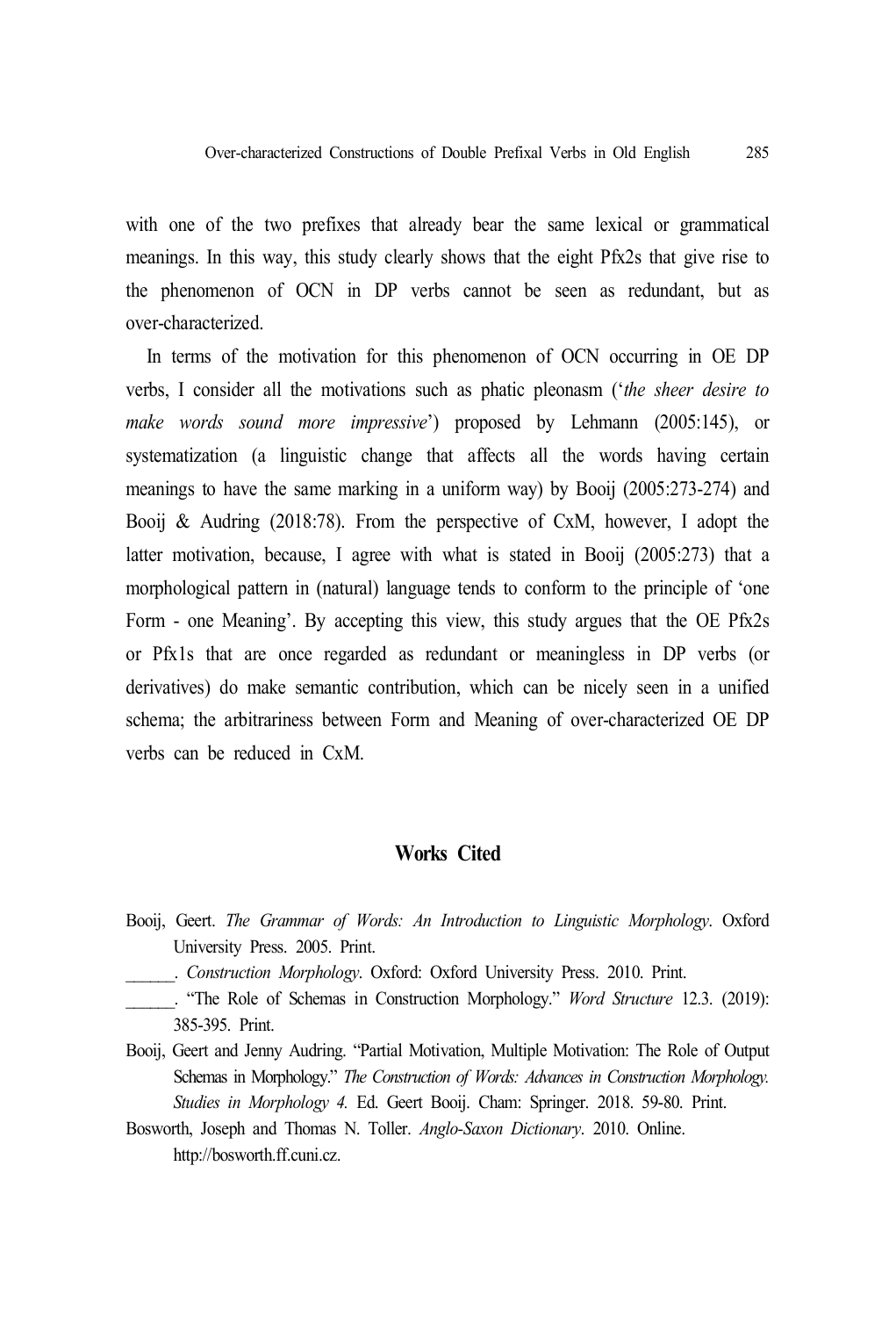with one of the two prefixes that already bear the same lexical or grammatical meanings. In this way, this study clearly shows that the eight Pfx2s that give rise to the phenomenon of OCN in DP verbs cannot be seen as redundant, but as over-characterized.

In terms of the motivation for this phenomenon of OCN occurring in OE DP verbs, I consider all the motivations such as phatic pleonasm ('*the sheer desire to make words sound more impressive*') proposed by Lehmann (2005:145), or systematization (a linguistic change that affects all the words having certain meanings to have the same marking in a uniform way) by Booij (2005:273-274) and Booij & Audring (2018:78). From the perspective of CxM, however, I adopt the latter motivation, because, I agree with what is stated in Booij (2005:273) that a morphological pattern in (natural) language tends to conform to the principle of 'one Form - one Meaning'. By accepting this view, this study argues that the OE Pfx2s or Pfx1s that are once regarded as redundant or meaningless in DP verbs (or derivatives) do make semantic contribution, which can be nicely seen in a unified schema; the arbitrariness between Form and Meaning of over-characterized OE DP verbs can be reduced in CxM.

## Works Cited

Booij, Geert. *The Grammar of Words: An Introduction to Linguistic Morphology*. Oxford University Press. 2005. Print.

______. *Construction Morphology*. Oxford: Oxford University Press. 2010. Print.

______. "The Role of Schemas in Construction Morphology." *Word Structure* 12.3. (2019): 385-395. Print.

Booij, Geert and Jenny Audring. "Partial Motivation, Multiple Motivation: The Role of Output Schemas in Morphology." *The Construction of Words: Advances in Construction Morphology. Studies in Morphology 4.* Ed. Geert Booij. Cham: Springer. 2018. 59-80. Print.

Bosworth, Joseph and Thomas N. Toller. *Anglo-Saxon Dictionary*. 2010. Online. http://bosworth.ff.cuni.cz.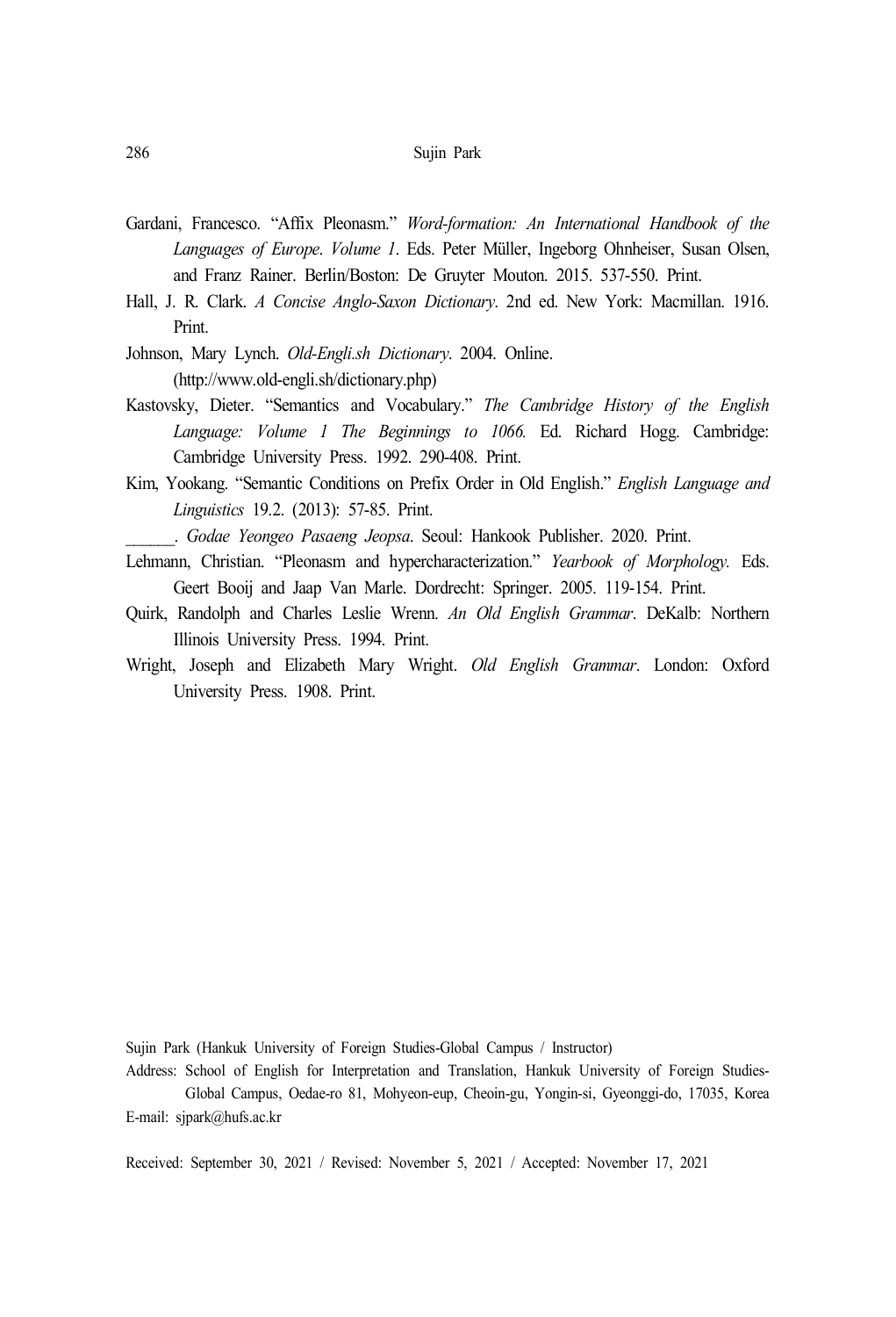Gardani, Francesco. "Affix Pleonasm." *Word-formation: An International Handbook of the Languages of Europe. Volume 1*. Eds. Peter Müller, Ingeborg Ohnheiser, Susan Olsen, and Franz Rainer. Berlin/Boston: De Gruyter Mouton. 2015. 537-550. Print.

Hall, J. R. Clark. *A Concise Anglo-Saxon Dictionary*. 2nd ed. New York: Macmillan. 1916. Print.

Johnson, Mary Lynch. *Old-Engli.sh Dictionary*. 2004. Online. (http://www.old-engli.sh/dictionary.php)

Kastovsky, Dieter. "Semantics and Vocabulary." *The Cambridge History of the English Language: Volume 1 The Beginnings to 1066.* Ed. Richard Hogg. Cambridge: Cambridge University Press. 1992. 290-408. Print.

Kim, Yookang. "Semantic Conditions on Prefix Order in Old English." *English Language and Linguistics* 19.2. (2013): 57-85. Print.

______. *Godae Yeongeo Pasaeng Jeopsa*. Seoul: Hankook Publisher. 2020. Print.

Lehmann, Christian. "Pleonasm and hypercharacterization." *Yearbook of Morphology.* Eds. Geert Booij and Jaap Van Marle. Dordrecht: Springer. 2005. 119-154. Print.

Quirk, Randolph and Charles Leslie Wrenn. *An Old English Grammar*. DeKalb: Northern Illinois University Press. 1994. Print.

Wright, Joseph and Elizabeth Mary Wright. *Old English Grammar*. London: Oxford University Press. 1908. Print.

Sujin Park (Hankuk University of Foreign Studies-Global Campus / Instructor)

Address: School of English for Interpretation and Translation, Hankuk University of Foreign Studies-Global Campus, Oedae-ro 81, Mohyeon-eup, Cheoin-gu, Yongin-si, Gyeonggi-do, 17035, Korea

E-mail: sjpark@hufs.ac.kr

Received: September 30, 2021 / Revised: November 5, 2021 / Accepted: November 17, 2021